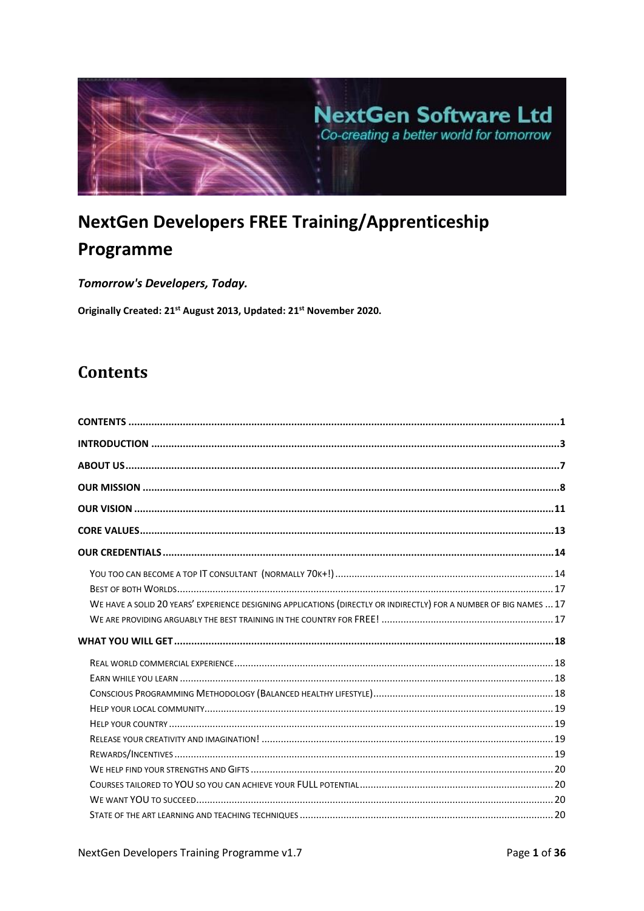# NextGen Developers FREE Training/Apprenticeship Programme

***Tomorrow's Developers, Today.***

**Originally Created: 21st August 2013, Updated: 21st November 2020.**

## Contents

**CONTENTS** ..................................................................................................................................... **1**

**INTRODUCTION** ............................................................................................................................ **3**

**ABOUT US** ...................................................................................................................................... **7**

**OUR MISSION** ................................................................................................................................ **8**

**OUR VISION** ................................................................................................................................. **11**

**CORE VALUES** .............................................................................................................................. **13**

**OUR CREDENTIALS** ...................................................................................................................... **14**

- YOU TOO CAN BECOME A TOP IT CONSULTANT (NORMALLY 70K+!) ............................................................................... 14
- BEST OF BOTH WORLDS ....................................................................................................................................... 17
- WE HAVE A SOLID 20 YEARS' EXPERIENCE DESIGNING APPLICATIONS (DIRECTLY OR INDIRECTLY) FOR A NUMBER OF BIG NAMES ... 17
- WE ARE PROVIDING ARGUABLY THE BEST TRAINING IN THE COUNTRY FOR FREE! .............................................................. 17

**WHAT YOU WILL GET** ................................................................................................................... **18**

- REAL WORLD COMMERCIAL EXPERIENCE ................................................................................................................. 18
- EARN WHILE YOU LEARN ...................................................................................................................................... 18
- CONSCIOUS PROGRAMMING METHODOLOGY (BALANCED HEALTHY LIFESTYLE) ................................................................. 18
- HELP YOUR LOCAL COMMUNITY ............................................................................................................................. 19
- HELP YOUR COUNTRY .......................................................................................................................................... 19
- RELEASE YOUR CREATIVITY AND IMAGINATION! ......................................................................................................... 19
- REWARDS/INCENTIVES ......................................................................................................................................... 19
- WE HELP FIND YOUR STRENGTHS AND GIFTS ............................................................................................................. 20
- COURSES TAILORED TO YOU SO YOU CAN ACHIEVE YOUR FULL POTENTIAL ...................................................................... 20
- WE WANT YOU TO SUCCEED ................................................................................................................................. 20
- STATE OF THE ART LEARNING AND TEACHING TECHNIQUES ............................................................................................ 20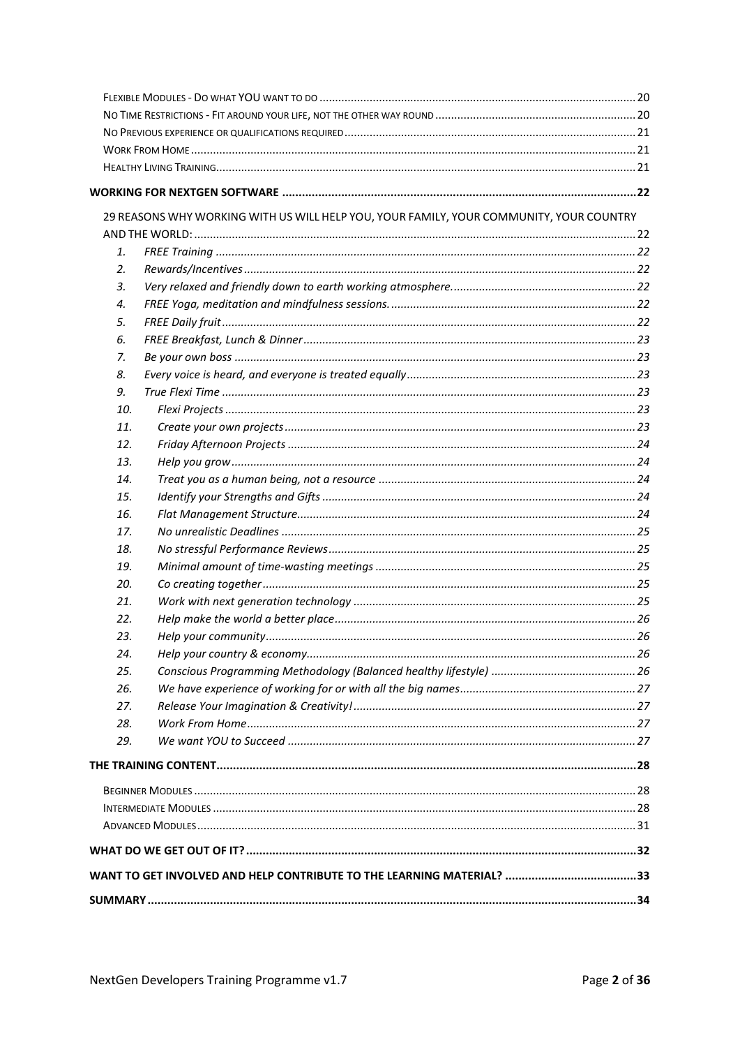Flexible Modules - Do what YOU want to do ........ 20
No Time Restrictions - Fit around your life, not the other way round ........ 20
No Previous experience or qualifications required ........ 21
Work From Home ........ 21
Healthy Living Training ........ 21

**WORKING FOR NEXTGEN SOFTWARE ........ 22**

29 REASONS WHY WORKING WITH US WILL HELP YOU, YOUR FAMILY, YOUR COMMUNITY, YOUR COUNTRY AND THE WORLD: ........ 22

1. *FREE Training* ........ 22
2. *Rewards/Incentives* ........ 22
3. *Very relaxed and friendly down to earth working atmosphere.* ........ 22
4. *FREE Yoga, meditation and mindfulness sessions.* ........ 22
5. *FREE Daily fruit* ........ 22
6. *FREE Breakfast, Lunch & Dinner* ........ 23
7. *Be your own boss* ........ 23
8. *Every voice is heard, and everyone is treated equally* ........ 23
9. *True Flexi Time* ........ 23
10. *Flexi Projects* ........ 23
11. *Create your own projects* ........ 23
12. *Friday Afternoon Projects* ........ 24
13. *Help you grow* ........ 24
14. *Treat you as a human being, not a resource* ........ 24
15. *Identify your Strengths and Gifts* ........ 24
16. *Flat Management Structure* ........ 24
17. *No unrealistic Deadlines* ........ 25
18. *No stressful Performance Reviews* ........ 25
19. *Minimal amount of time-wasting meetings* ........ 25
20. *Co creating together* ........ 25
21. *Work with next generation technology* ........ 25
22. *Help make the world a better place* ........ 26
23. *Help your community* ........ 26
24. *Help your country & economy* ........ 26
25. *Conscious Programming Methodology (Balanced healthy lifestyle)* ........ 26
26. *We have experience of working for or with all the big names* ........ 27
27. *Release Your Imagination & Creativity!* ........ 27
28. *Work From Home* ........ 27
29. *We want YOU to Succeed* ........ 27

**THE TRAINING CONTENT ........ 28**

Beginner Modules ........ 28
Intermediate Modules ........ 28
Advanced Modules ........ 31

**WHAT DO WE GET OUT OF IT? ........ 32**

**WANT TO GET INVOLVED AND HELP CONTRIBUTE TO THE LEARNING MATERIAL? ........ 33**

**SUMMARY ........ 34**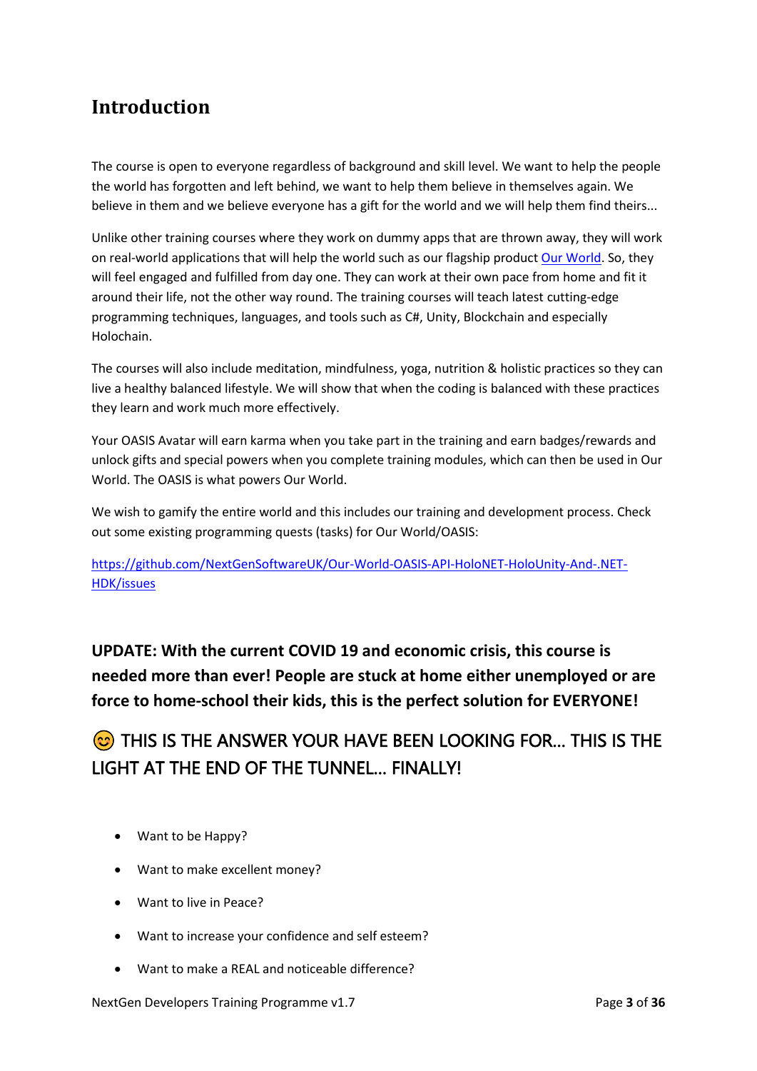## Introduction

The course is open to everyone regardless of background and skill level. We want to help the people the world has forgotten and left behind, we want to help them believe in themselves again. We believe in them and we believe everyone has a gift for the world and we will help them find theirs...

Unlike other training courses where they work on dummy apps that are thrown away, they will work on real-world applications that will help the world such as our flagship product [Our World](). So, they will feel engaged and fulfilled from day one. They can work at their own pace from home and fit it around their life, not the other way round. The training courses will teach latest cutting-edge programming techniques, languages, and tools such as C#, Unity, Blockchain and especially Holochain.

The courses will also include meditation, mindfulness, yoga, nutrition & holistic practices so they can live a healthy balanced lifestyle. We will show that when the coding is balanced with these practices they learn and work much more effectively.

Your OASIS Avatar will earn karma when you take part in the training and earn badges/rewards and unlock gifts and special powers when you complete training modules, which can then be used in Our World. The OASIS is what powers Our World.

We wish to gamify the entire world and this includes our training and development process. Check out some existing programming quests (tasks) for Our World/OASIS:

[https://github.com/NextGenSoftwareUK/Our-World-OASIS-API-HoloNET-HoloUnity-And-.NET-HDK/issues](https://github.com/NextGenSoftwareUK/Our-World-OASIS-API-HoloNET-HoloUnity-And-.NET-HDK/issues)

**UPDATE: With the current COVID 19 and economic crisis, this course is needed more than ever! People are stuck at home either unemployed or are force to home-school their kids, this is the perfect solution for EVERYONE!**

### 😊 THIS IS THE ANSWER YOUR HAVE BEEN LOOKING FOR... THIS IS THE LIGHT AT THE END OF THE TUNNEL... FINALLY!

- Want to be Happy?
- Want to make excellent money?
- Want to live in Peace?
- Want to increase your confidence and self esteem?
- Want to make a REAL and noticeable difference?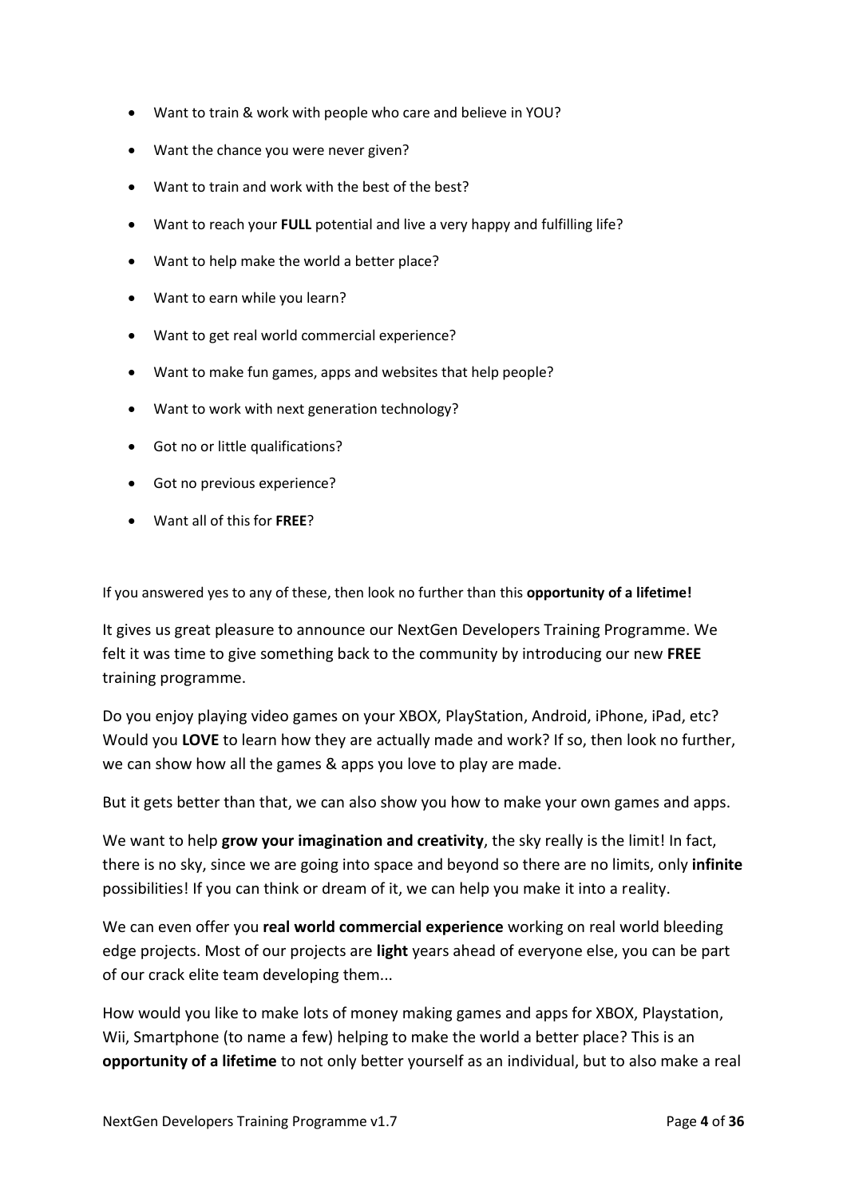- Want to train & work with people who care and believe in YOU?
- Want the chance you were never given?
- Want to train and work with the best of the best?
- Want to reach your **FULL** potential and live a very happy and fulfilling life?
- Want to help make the world a better place?
- Want to earn while you learn?
- Want to get real world commercial experience?
- Want to make fun games, apps and websites that help people?
- Want to work with next generation technology?
- Got no or little qualifications?
- Got no previous experience?
- Want all of this for **FREE**?

If you answered yes to any of these, then look no further than this **opportunity of a lifetime!**

It gives us great pleasure to announce our NextGen Developers Training Programme. We felt it was time to give something back to the community by introducing our new **FREE** training programme.

Do you enjoy playing video games on your XBOX, PlayStation, Android, iPhone, iPad, etc? Would you **LOVE** to learn how they are actually made and work? If so, then look no further, we can show how all the games & apps you love to play are made.

But it gets better than that, we can also show you how to make your own games and apps.

We want to help **grow your imagination and creativity**, the sky really is the limit! In fact, there is no sky, since we are going into space and beyond so there are no limits, only **infinite** possibilities! If you can think or dream of it, we can help you make it into a reality.

We can even offer you **real world commercial experience** working on real world bleeding edge projects. Most of our projects are **light** years ahead of everyone else, you can be part of our crack elite team developing them...

How would you like to make lots of money making games and apps for XBOX, Playstation, Wii, Smartphone (to name a few) helping to make the world a better place? This is an **opportunity of a lifetime** to not only better yourself as an individual, but to also make a real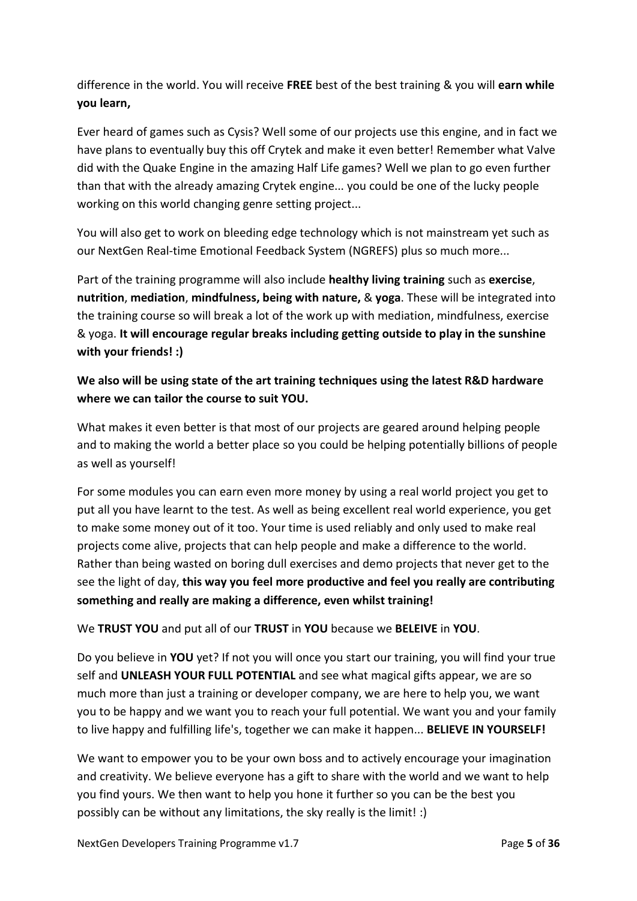difference in the world. You will receive **FREE** best of the best training & you will **earn while you learn,**

Ever heard of games such as Cysis? Well some of our projects use this engine, and in fact we have plans to eventually buy this off Crytek and make it even better! Remember what Valve did with the Quake Engine in the amazing Half Life games? Well we plan to go even further than that with the already amazing Crytek engine... you could be one of the lucky people working on this world changing genre setting project...

You will also get to work on bleeding edge technology which is not mainstream yet such as our NextGen Real-time Emotional Feedback System (NGREFS) plus so much more...

Part of the training programme will also include **healthy living training** such as **exercise**, **nutrition**, **mediation**, **mindfulness, being with nature,** & **yoga**. These will be integrated into the training course so will break a lot of the work up with mediation, mindfulness, exercise & yoga. **It will encourage regular breaks including getting outside to play in the sunshine with your friends! :)**

**We also will be using state of the art training techniques using the latest R&D hardware where we can tailor the course to suit YOU.**

What makes it even better is that most of our projects are geared around helping people and to making the world a better place so you could be helping potentially billions of people as well as yourself!

For some modules you can earn even more money by using a real world project you get to put all you have learnt to the test. As well as being excellent real world experience, you get to make some money out of it too. Your time is used reliably and only used to make real projects come alive, projects that can help people and make a difference to the world. Rather than being wasted on boring dull exercises and demo projects that never get to the see the light of day, **this way you feel more productive and feel you really are contributing something and really are making a difference, even whilst training!**

We **TRUST YOU** and put all of our **TRUST** in **YOU** because we **BELEIVE** in **YOU**.

Do you believe in **YOU** yet? If not you will once you start our training, you will find your true self and **UNLEASH YOUR FULL POTENTIAL** and see what magical gifts appear, we are so much more than just a training or developer company, we are here to help you, we want you to be happy and we want you to reach your full potential. We want you and your family to live happy and fulfilling life's, together we can make it happen... **BELIEVE IN YOURSELF!**

We want to empower you to be your own boss and to actively encourage your imagination and creativity. We believe everyone has a gift to share with the world and we want to help you find yours. We then want to help you hone it further so you can be the best you possibly can be without any limitations, the sky really is the limit! :)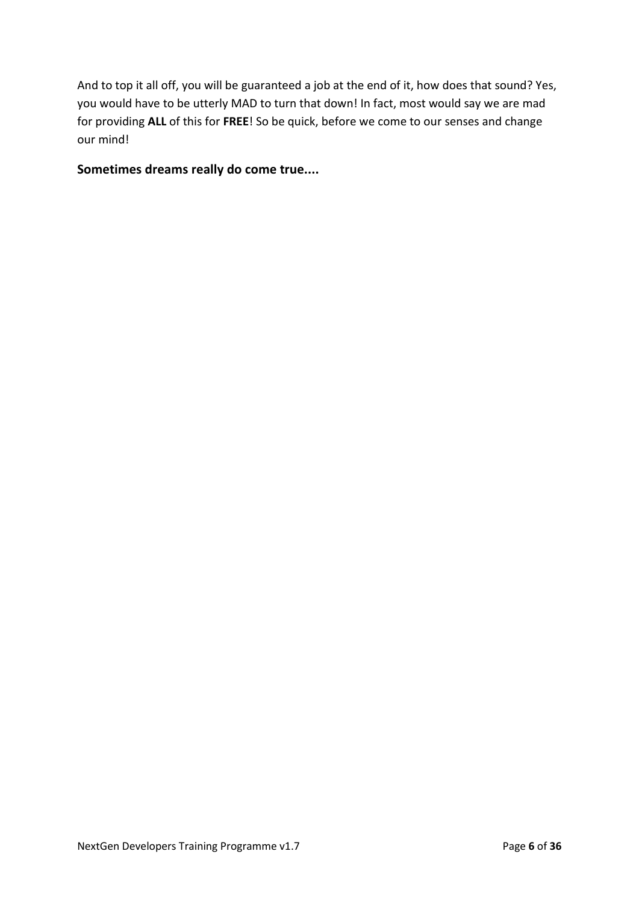And to top it all off, you will be guaranteed a job at the end of it, how does that sound? Yes, you would have to be utterly MAD to turn that down! In fact, most would say we are mad for providing **ALL** of this for **FREE**! So be quick, before we come to our senses and change our mind!

**Sometimes dreams really do come true....**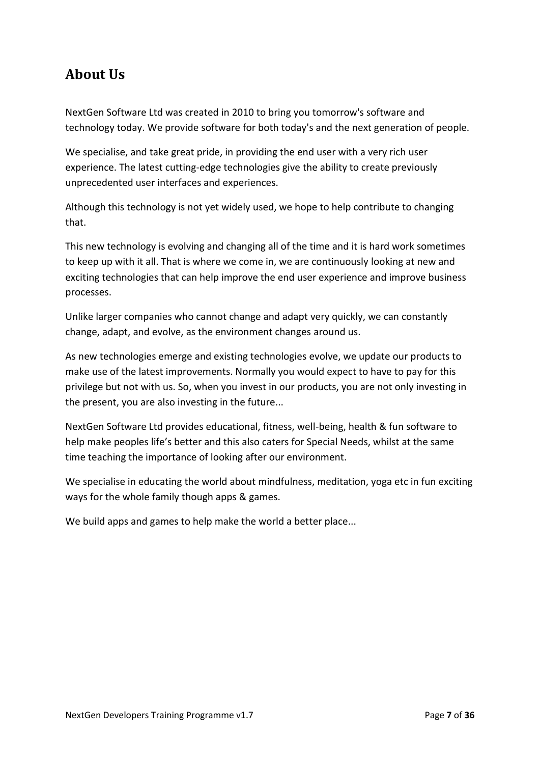## About Us

NextGen Software Ltd was created in 2010 to bring you tomorrow's software and technology today. We provide software for both today's and the next generation of people.

We specialise, and take great pride, in providing the end user with a very rich user experience. The latest cutting-edge technologies give the ability to create previously unprecedented user interfaces and experiences.

Although this technology is not yet widely used, we hope to help contribute to changing that.

This new technology is evolving and changing all of the time and it is hard work sometimes to keep up with it all. That is where we come in, we are continuously looking at new and exciting technologies that can help improve the end user experience and improve business processes.

Unlike larger companies who cannot change and adapt very quickly, we can constantly change, adapt, and evolve, as the environment changes around us.

As new technologies emerge and existing technologies evolve, we update our products to make use of the latest improvements. Normally you would expect to have to pay for this privilege but not with us. So, when you invest in our products, you are not only investing in the present, you are also investing in the future...

NextGen Software Ltd provides educational, fitness, well-being, health & fun software to help make peoples life's better and this also caters for Special Needs, whilst at the same time teaching the importance of looking after our environment.

We specialise in educating the world about mindfulness, meditation, yoga etc in fun exciting ways for the whole family though apps & games.

We build apps and games to help make the world a better place...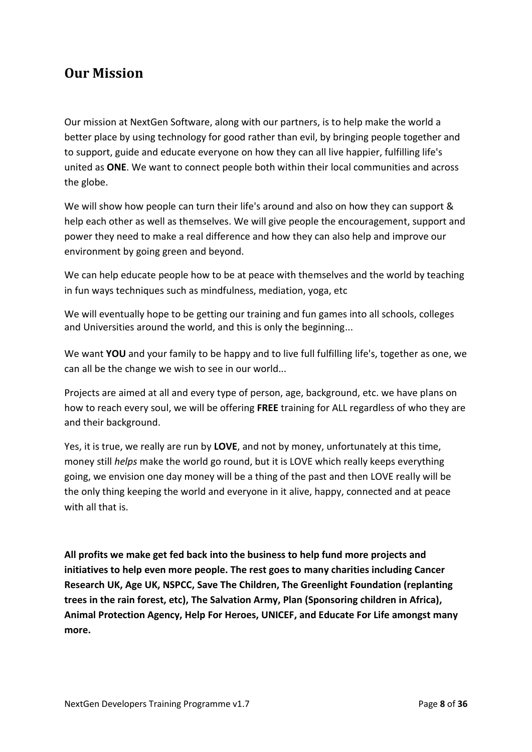## Our Mission

Our mission at NextGen Software, along with our partners, is to help make the world a better place by using technology for good rather than evil, by bringing people together and to support, guide and educate everyone on how they can all live happier, fulfilling life's united as **ONE**. We want to connect people both within their local communities and across the globe.

We will show how people can turn their life's around and also on how they can support & help each other as well as themselves. We will give people the encouragement, support and power they need to make a real difference and how they can also help and improve our environment by going green and beyond.

We can help educate people how to be at peace with themselves and the world by teaching in fun ways techniques such as mindfulness, mediation, yoga, etc

We will eventually hope to be getting our training and fun games into all schools, colleges and Universities around the world, and this is only the beginning...

We want **YOU** and your family to be happy and to live full fulfilling life's, together as one, we can all be the change we wish to see in our world...

Projects are aimed at all and every type of person, age, background, etc. we have plans on how to reach every soul, we will be offering **FREE** training for ALL regardless of who they are and their background.

Yes, it is true, we really are run by **LOVE**, and not by money, unfortunately at this time, money still *helps* make the world go round, but it is LOVE which really keeps everything going, we envision one day money will be a thing of the past and then LOVE really will be the only thing keeping the world and everyone in it alive, happy, connected and at peace with all that is.

**All profits we make get fed back into the business to help fund more projects and initiatives to help even more people. The rest goes to many charities including Cancer Research UK, Age UK, NSPCC, Save The Children, The Greenlight Foundation (replanting trees in the rain forest, etc), The Salvation Army, Plan (Sponsoring children in Africa), Animal Protection Agency, Help For Heroes, UNICEF, and Educate For Life amongst many more.**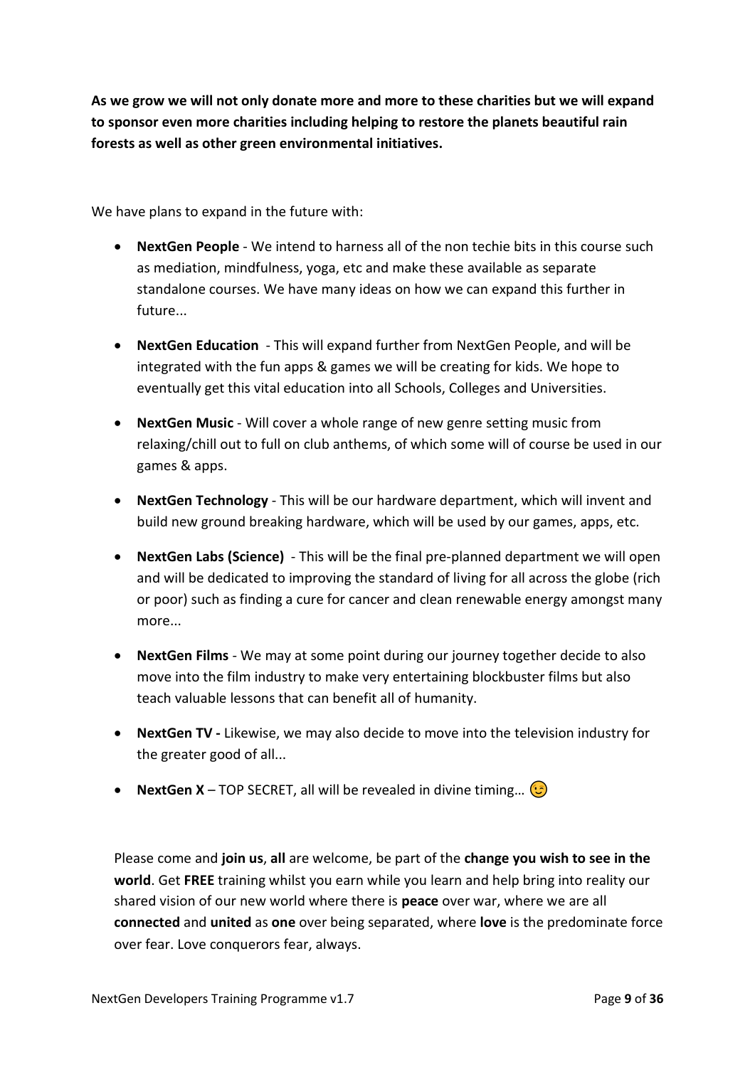**As we grow we will not only donate more and more to these charities but we will expand to sponsor even more charities including helping to restore the planets beautiful rain forests as well as other green environmental initiatives.**

We have plans to expand in the future with:

- **NextGen People** - We intend to harness all of the non techie bits in this course such as mediation, mindfulness, yoga, etc and make these available as separate standalone courses. We have many ideas on how we can expand this further in future...
- **NextGen Education** - This will expand further from NextGen People, and will be integrated with the fun apps & games we will be creating for kids. We hope to eventually get this vital education into all Schools, Colleges and Universities.
- **NextGen Music** - Will cover a whole range of new genre setting music from relaxing/chill out to full on club anthems, of which some will of course be used in our games & apps.
- **NextGen Technology** - This will be our hardware department, which will invent and build new ground breaking hardware, which will be used by our games, apps, etc.
- **NextGen Labs (Science)** - This will be the final pre-planned department we will open and will be dedicated to improving the standard of living for all across the globe (rich or poor) such as finding a cure for cancer and clean renewable energy amongst many more...
- **NextGen Films** - We may at some point during our journey together decide to also move into the film industry to make very entertaining blockbuster films but also teach valuable lessons that can benefit all of humanity.
- **NextGen TV -** Likewise, we may also decide to move into the television industry for the greater good of all...
- **NextGen X** – TOP SECRET, all will be revealed in divine timing… 😉

Please come and **join us**, **all** are welcome, be part of the **change you wish to see in the world**. Get **FREE** training whilst you earn while you learn and help bring into reality our shared vision of our new world where there is **peace** over war, where we are all **connected** and **united** as **one** over being separated, where **love** is the predominate force over fear. Love conquerors fear, always.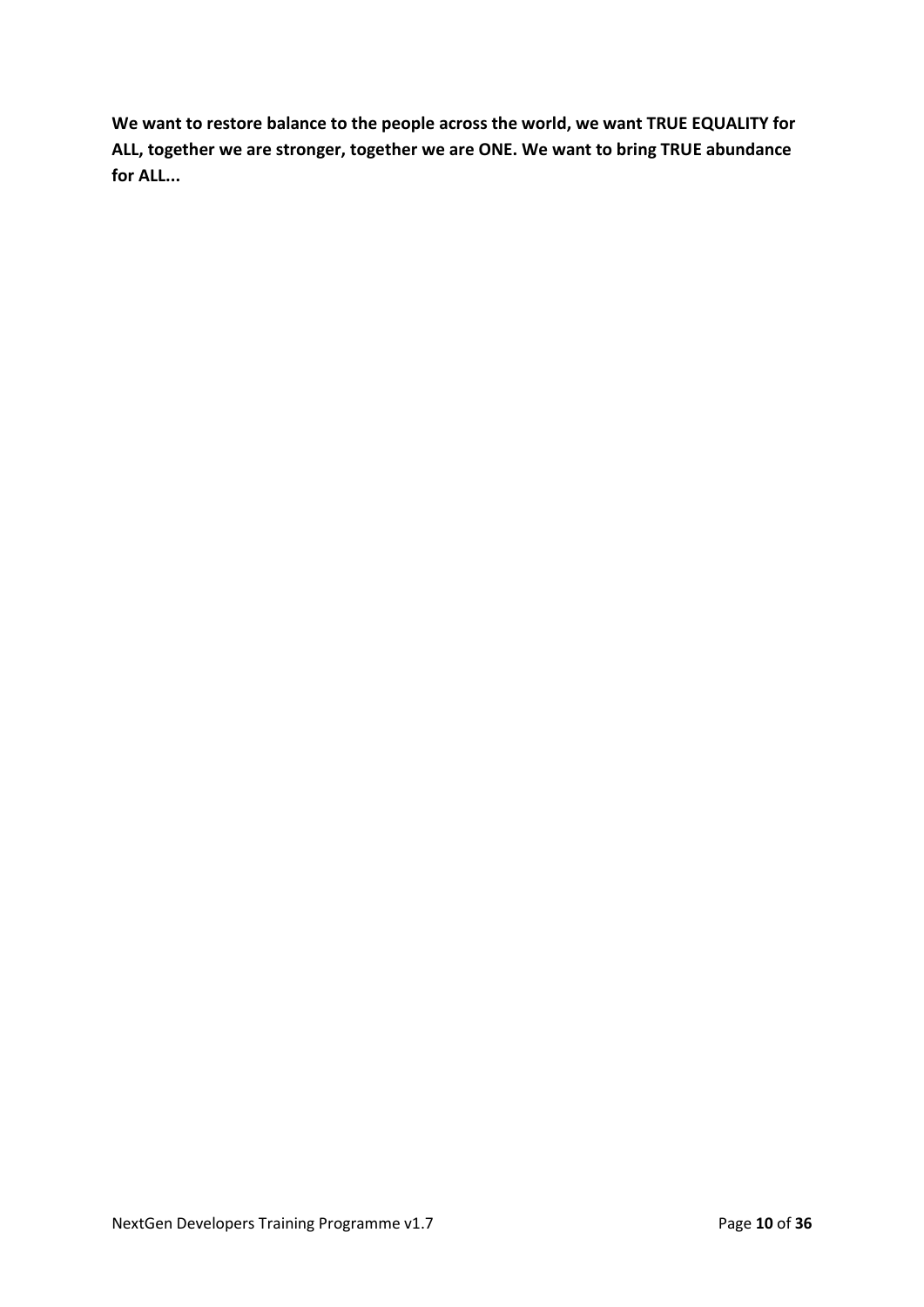**We want to restore balance to the people across the world, we want TRUE EQUALITY for ALL, together we are stronger, together we are ONE. We want to bring TRUE abundance for ALL...**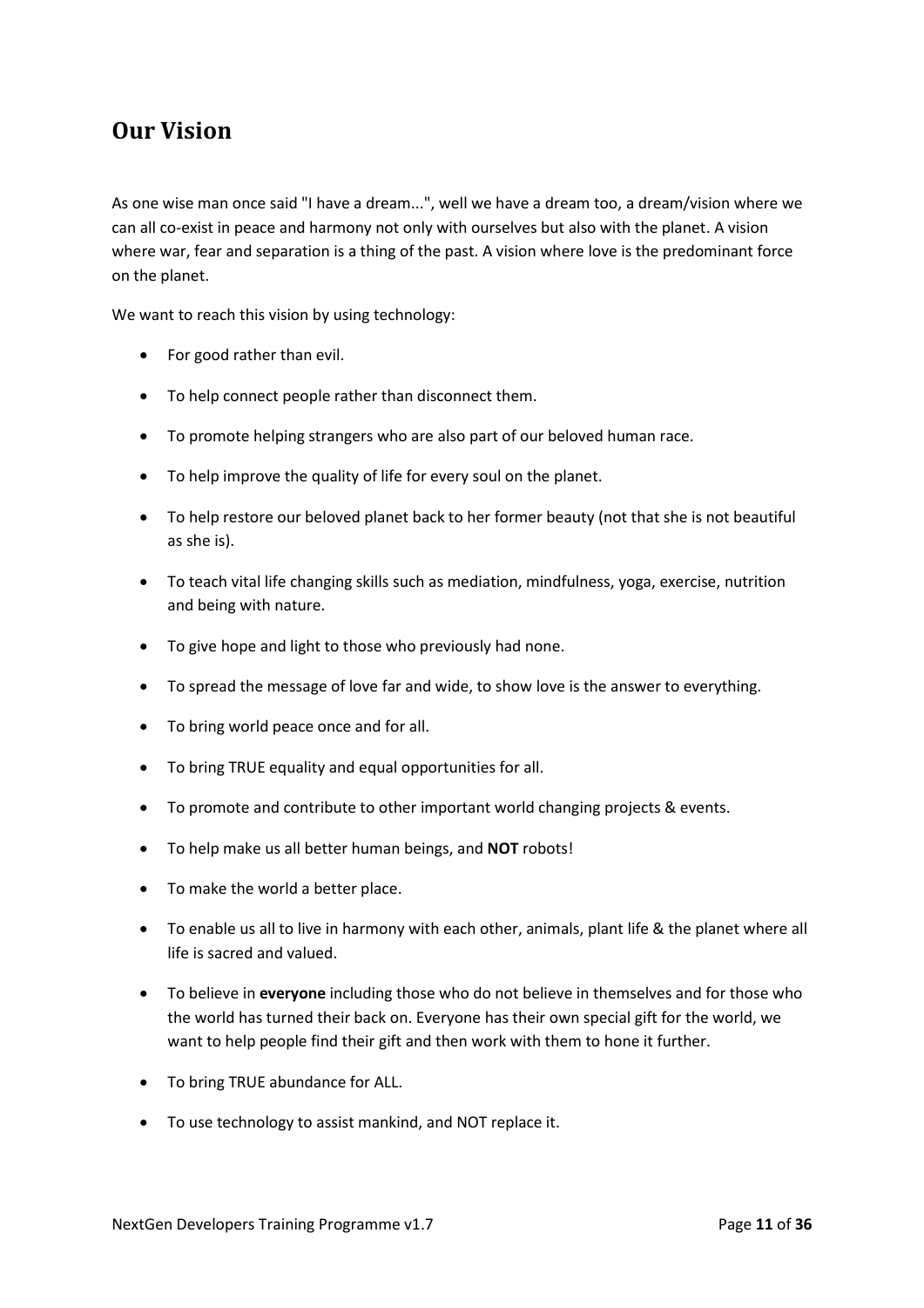## Our Vision

As one wise man once said "I have a dream...", well we have a dream too, a dream/vision where we can all co-exist in peace and harmony not only with ourselves but also with the planet. A vision where war, fear and separation is a thing of the past. A vision where love is the predominant force on the planet.

We want to reach this vision by using technology:

- For good rather than evil.
- To help connect people rather than disconnect them.
- To promote helping strangers who are also part of our beloved human race.
- To help improve the quality of life for every soul on the planet.
- To help restore our beloved planet back to her former beauty (not that she is not beautiful as she is).
- To teach vital life changing skills such as mediation, mindfulness, yoga, exercise, nutrition and being with nature.
- To give hope and light to those who previously had none.
- To spread the message of love far and wide, to show love is the answer to everything.
- To bring world peace once and for all.
- To bring TRUE equality and equal opportunities for all.
- To promote and contribute to other important world changing projects & events.
- To help make us all better human beings, and **NOT** robots!
- To make the world a better place.
- To enable us all to live in harmony with each other, animals, plant life & the planet where all life is sacred and valued.
- To believe in **everyone** including those who do not believe in themselves and for those who the world has turned their back on. Everyone has their own special gift for the world, we want to help people find their gift and then work with them to hone it further.
- To bring TRUE abundance for ALL.
- To use technology to assist mankind, and NOT replace it.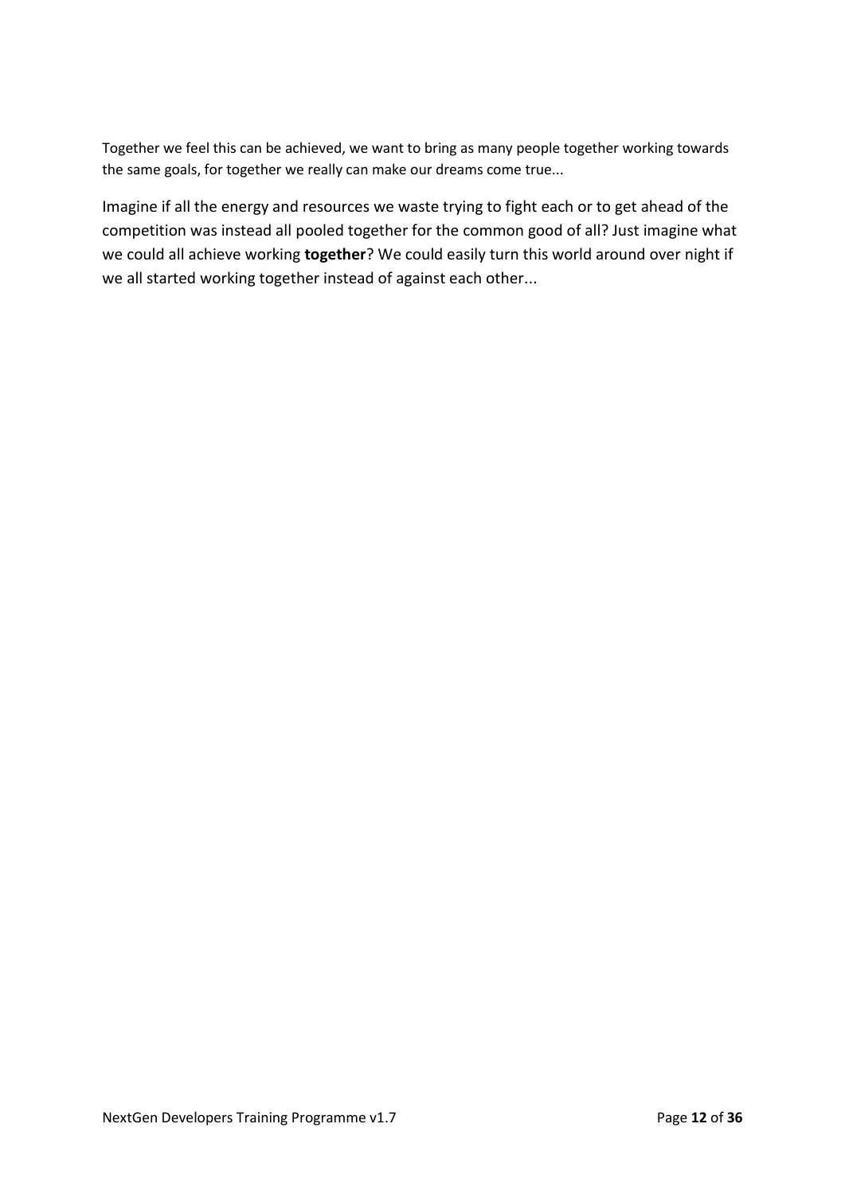Together we feel this can be achieved, we want to bring as many people together working towards the same goals, for together we really can make our dreams come true...

Imagine if all the energy and resources we waste trying to fight each or to get ahead of the competition was instead all pooled together for the common good of all? Just imagine what we could all achieve working **together**? We could easily turn this world around over night if we all started working together instead of against each other...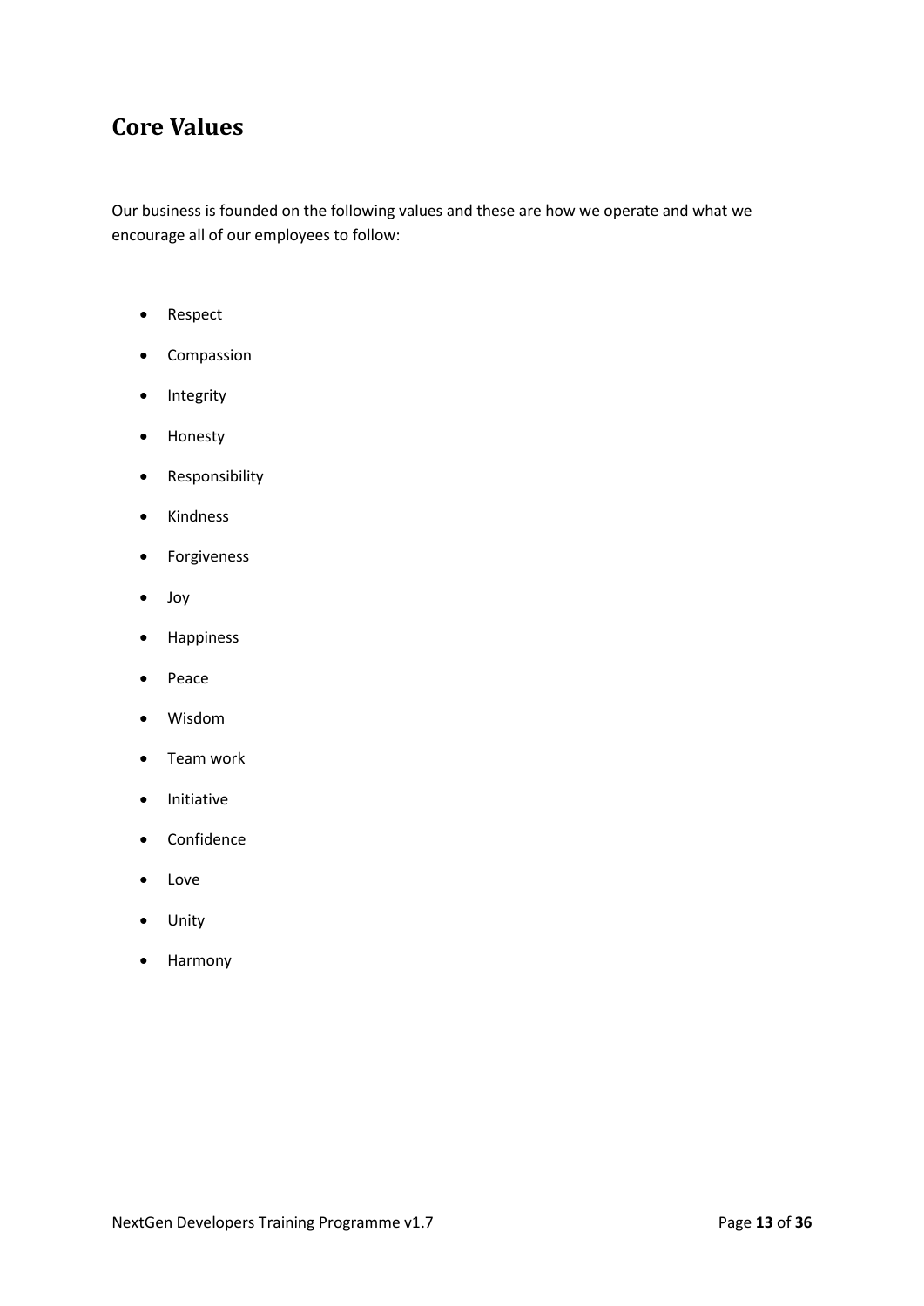## Core Values

Our business is founded on the following values and these are how we operate and what we encourage all of our employees to follow:

- Respect
- Compassion
- Integrity
- Honesty
- Responsibility
- Kindness
- Forgiveness
- Joy
- Happiness
- Peace
- Wisdom
- Team work
- Initiative
- Confidence
- Love
- Unity
- Harmony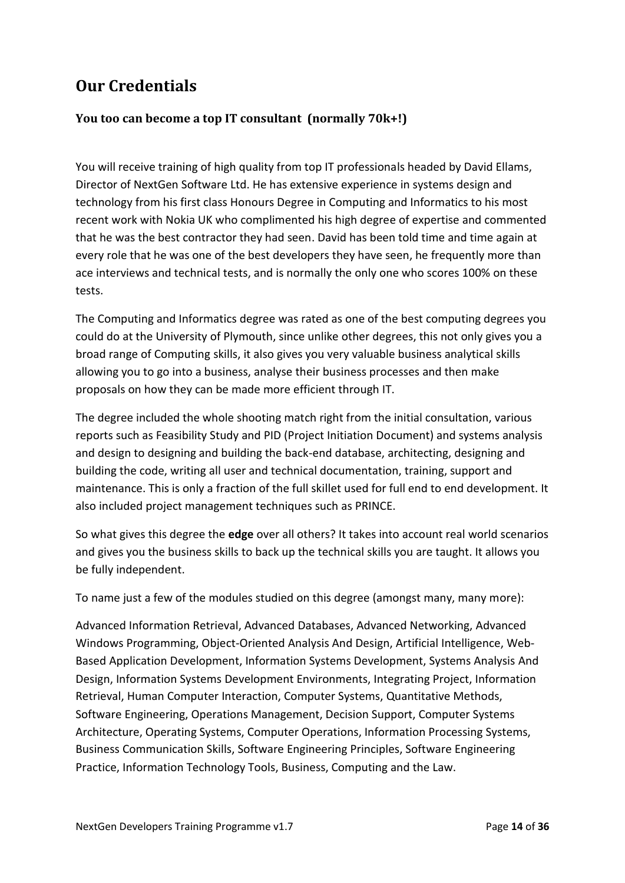## Our Credentials

### You too can become a top IT consultant (normally 70k+!)

You will receive training of high quality from top IT professionals headed by David Ellams, Director of NextGen Software Ltd. He has extensive experience in systems design and technology from his first class Honours Degree in Computing and Informatics to his most recent work with Nokia UK who complimented his high degree of expertise and commented that he was the best contractor they had seen. David has been told time and time again at every role that he was one of the best developers they have seen, he frequently more than ace interviews and technical tests, and is normally the only one who scores 100% on these tests.

The Computing and Informatics degree was rated as one of the best computing degrees you could do at the University of Plymouth, since unlike other degrees, this not only gives you a broad range of Computing skills, it also gives you very valuable business analytical skills allowing you to go into a business, analyse their business processes and then make proposals on how they can be made more efficient through IT.

The degree included the whole shooting match right from the initial consultation, various reports such as Feasibility Study and PID (Project Initiation Document) and systems analysis and design to designing and building the back-end database, architecting, designing and building the code, writing all user and technical documentation, training, support and maintenance. This is only a fraction of the full skillet used for full end to end development. It also included project management techniques such as PRINCE.

So what gives this degree the **edge** over all others? It takes into account real world scenarios and gives you the business skills to back up the technical skills you are taught. It allows you be fully independent.

To name just a few of the modules studied on this degree (amongst many, many more):

Advanced Information Retrieval, Advanced Databases, Advanced Networking, Advanced Windows Programming, Object-Oriented Analysis And Design, Artificial Intelligence, Web-Based Application Development, Information Systems Development, Systems Analysis And Design, Information Systems Development Environments, Integrating Project, Information Retrieval, Human Computer Interaction, Computer Systems, Quantitative Methods, Software Engineering, Operations Management, Decision Support, Computer Systems Architecture, Operating Systems, Computer Operations, Information Processing Systems, Business Communication Skills, Software Engineering Principles, Software Engineering Practice, Information Technology Tools, Business, Computing and the Law.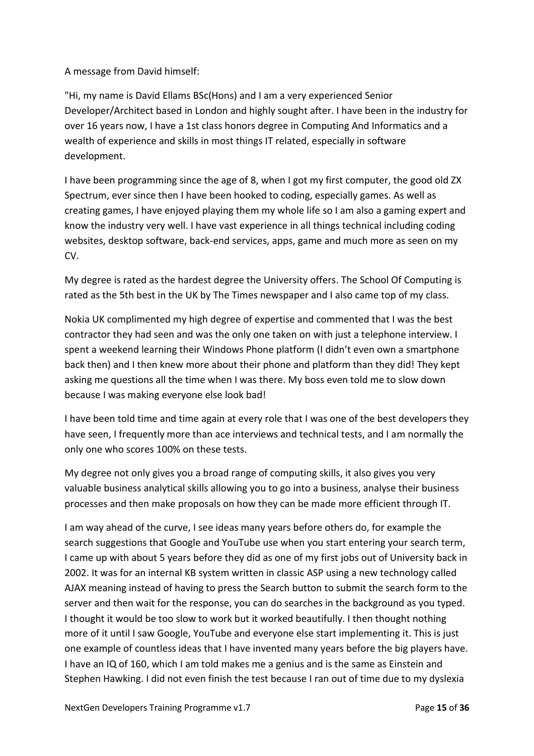A message from David himself:

"Hi, my name is David Ellams BSc(Hons) and I am a very experienced Senior Developer/Architect based in London and highly sought after. I have been in the industry for over 16 years now, I have a 1st class honors degree in Computing And Informatics and a wealth of experience and skills in most things IT related, especially in software development.

I have been programming since the age of 8, when I got my first computer, the good old ZX Spectrum, ever since then I have been hooked to coding, especially games. As well as creating games, I have enjoyed playing them my whole life so I am also a gaming expert and know the industry very well. I have vast experience in all things technical including coding websites, desktop software, back-end services, apps, game and much more as seen on my CV.

My degree is rated as the hardest degree the University offers. The School Of Computing is rated as the 5th best in the UK by The Times newspaper and I also came top of my class.

Nokia UK complimented my high degree of expertise and commented that I was the best contractor they had seen and was the only one taken on with just a telephone interview. I spent a weekend learning their Windows Phone platform (I didn't even own a smartphone back then) and I then knew more about their phone and platform than they did! They kept asking me questions all the time when I was there. My boss even told me to slow down because I was making everyone else look bad!

I have been told time and time again at every role that I was one of the best developers they have seen, I frequently more than ace interviews and technical tests, and I am normally the only one who scores 100% on these tests.

My degree not only gives you a broad range of computing skills, it also gives you very valuable business analytical skills allowing you to go into a business, analyse their business processes and then make proposals on how they can be made more efficient through IT.

I am way ahead of the curve, I see ideas many years before others do, for example the search suggestions that Google and YouTube use when you start entering your search term, I came up with about 5 years before they did as one of my first jobs out of University back in 2002. It was for an internal KB system written in classic ASP using a new technology called AJAX meaning instead of having to press the Search button to submit the search form to the server and then wait for the response, you can do searches in the background as you typed. I thought it would be too slow to work but it worked beautifully. I then thought nothing more of it until I saw Google, YouTube and everyone else start implementing it. This is just one example of countless ideas that I have invented many years before the big players have. I have an IQ of 160, which I am told makes me a genius and is the same as Einstein and Stephen Hawking. I did not even finish the test because I ran out of time due to my dyslexia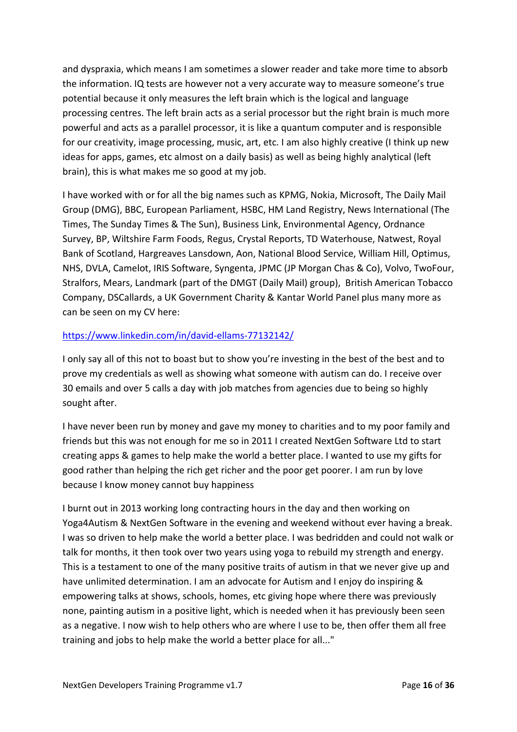and dyspraxia, which means I am sometimes a slower reader and take more time to absorb the information. IQ tests are however not a very accurate way to measure someone's true potential because it only measures the left brain which is the logical and language processing centres. The left brain acts as a serial processor but the right brain is much more powerful and acts as a parallel processor, it is like a quantum computer and is responsible for our creativity, image processing, music, art, etc. I am also highly creative (I think up new ideas for apps, games, etc almost on a daily basis) as well as being highly analytical (left brain), this is what makes me so good at my job.

I have worked with or for all the big names such as KPMG, Nokia, Microsoft, The Daily Mail Group (DMG), BBC, European Parliament, HSBC, HM Land Registry, News International (The Times, The Sunday Times & The Sun), Business Link, Environmental Agency, Ordnance Survey, BP, Wiltshire Farm Foods, Regus, Crystal Reports, TD Waterhouse, Natwest, Royal Bank of Scotland, Hargreaves Lansdown, Aon, National Blood Service, William Hill, Optimus, NHS, DVLA, Camelot, IRIS Software, Syngenta, JPMC (JP Morgan Chas & Co), Volvo, TwoFour, Stralfors, Mears, Landmark (part of the DMGT (Daily Mail) group), British American Tobacco Company, DSCallards, a UK Government Charity & Kantar World Panel plus many more as can be seen on my CV here:

https://www.linkedin.com/in/david-ellams-77132142/

I only say all of this not to boast but to show you're investing in the best of the best and to prove my credentials as well as showing what someone with autism can do. I receive over 30 emails and over 5 calls a day with job matches from agencies due to being so highly sought after.

I have never been run by money and gave my money to charities and to my poor family and friends but this was not enough for me so in 2011 I created NextGen Software Ltd to start creating apps & games to help make the world a better place. I wanted to use my gifts for good rather than helping the rich get richer and the poor get poorer. I am run by love because I know money cannot buy happiness

I burnt out in 2013 working long contracting hours in the day and then working on Yoga4Autism & NextGen Software in the evening and weekend without ever having a break. I was so driven to help make the world a better place. I was bedridden and could not walk or talk for months, it then took over two years using yoga to rebuild my strength and energy. This is a testament to one of the many positive traits of autism in that we never give up and have unlimited determination. I am an advocate for Autism and I enjoy do inspiring & empowering talks at shows, schools, homes, etc giving hope where there was previously none, painting autism in a positive light, which is needed when it has previously been seen as a negative. I now wish to help others who are where I use to be, then offer them all free training and jobs to help make the world a better place for all..."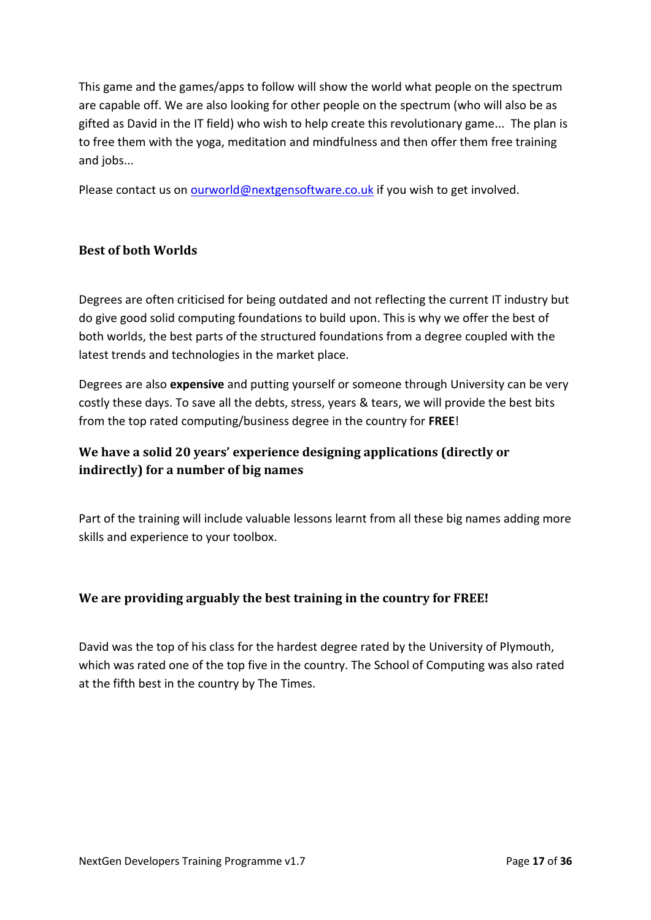This game and the games/apps to follow will show the world what people on the spectrum are capable off. We are also looking for other people on the spectrum (who will also be as gifted as David in the IT field) who wish to help create this revolutionary game... The plan is to free them with the yoga, meditation and mindfulness and then offer them free training and jobs...

Please contact us on [ourworld@nextgensoftware.co.uk](mailto:ourworld@nextgensoftware.co.uk) if you wish to get involved.

### Best of both Worlds

Degrees are often criticised for being outdated and not reflecting the current IT industry but do give good solid computing foundations to build upon. This is why we offer the best of both worlds, the best parts of the structured foundations from a degree coupled with the latest trends and technologies in the market place.

Degrees are also **expensive** and putting yourself or someone through University can be very costly these days. To save all the debts, stress, years & tears, we will provide the best bits from the top rated computing/business degree in the country for **FREE**!

## We have a solid 20 years' experience designing applications (directly or indirectly) for a number of big names

Part of the training will include valuable lessons learnt from all these big names adding more skills and experience to your toolbox.

### We are providing arguably the best training in the country for FREE!

David was the top of his class for the hardest degree rated by the University of Plymouth, which was rated one of the top five in the country. The School of Computing was also rated at the fifth best in the country by The Times.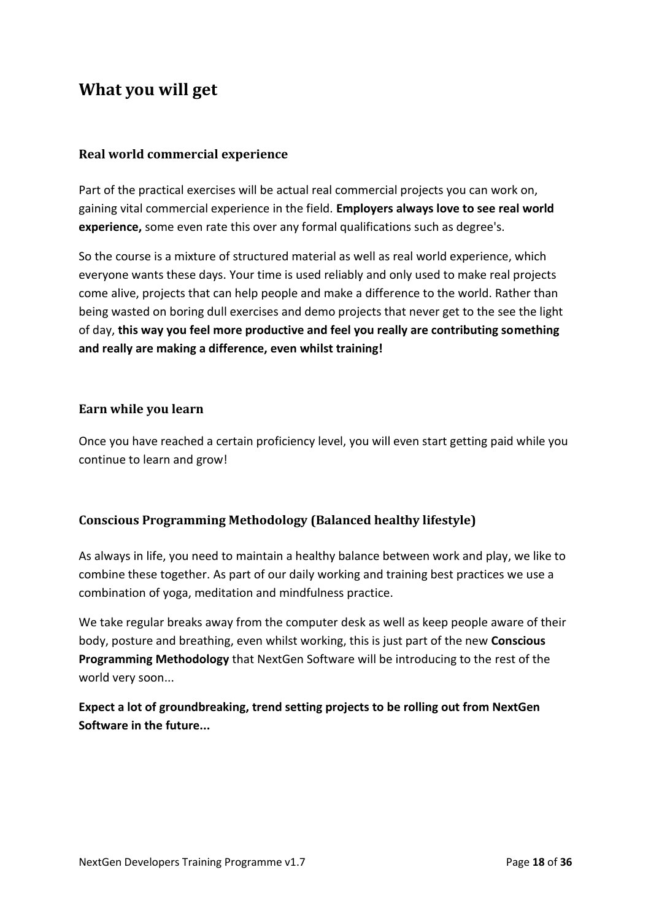# What you will get

### Real world commercial experience

Part of the practical exercises will be actual real commercial projects you can work on, gaining vital commercial experience in the field. **Employers always love to see real world experience,** some even rate this over any formal qualifications such as degree's.

So the course is a mixture of structured material as well as real world experience, which everyone wants these days. Your time is used reliably and only used to make real projects come alive, projects that can help people and make a difference to the world. Rather than being wasted on boring dull exercises and demo projects that never get to the see the light of day, **this way you feel more productive and feel you really are contributing something and really are making a difference, even whilst training!**

### Earn while you learn

Once you have reached a certain proficiency level, you will even start getting paid while you continue to learn and grow!

### Conscious Programming Methodology (Balanced healthy lifestyle)

As always in life, you need to maintain a healthy balance between work and play, we like to combine these together. As part of our daily working and training best practices we use a combination of yoga, meditation and mindfulness practice.

We take regular breaks away from the computer desk as well as keep people aware of their body, posture and breathing, even whilst working, this is just part of the new **Conscious Programming Methodology** that NextGen Software will be introducing to the rest of the world very soon...

**Expect a lot of groundbreaking, trend setting projects to be rolling out from NextGen Software in the future...**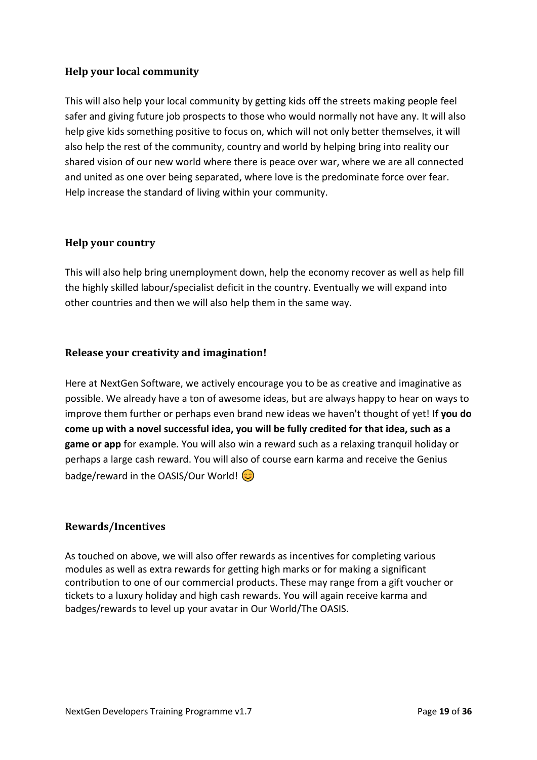### Help your local community

This will also help your local community by getting kids off the streets making people feel safer and giving future job prospects to those who would normally not have any. It will also help give kids something positive to focus on, which will not only better themselves, it will also help the rest of the community, country and world by helping bring into reality our shared vision of our new world where there is peace over war, where we are all connected and united as one over being separated, where love is the predominate force over fear. Help increase the standard of living within your community.

### Help your country

This will also help bring unemployment down, help the economy recover as well as help fill the highly skilled labour/specialist deficit in the country. Eventually we will expand into other countries and then we will also help them in the same way.

### Release your creativity and imagination!

Here at NextGen Software, we actively encourage you to be as creative and imaginative as possible. We already have a ton of awesome ideas, but are always happy to hear on ways to improve them further or perhaps even brand new ideas we haven't thought of yet! **If you do come up with a novel successful idea, you will be fully credited for that idea, such as a game or app** for example. You will also win a reward such as a relaxing tranquil holiday or perhaps a large cash reward. You will also of course earn karma and receive the Genius badge/reward in the OASIS/Our World! 😊

### Rewards/Incentives

As touched on above, we will also offer rewards as incentives for completing various modules as well as extra rewards for getting high marks or for making a significant contribution to one of our commercial products. These may range from a gift voucher or tickets to a luxury holiday and high cash rewards. You will again receive karma and badges/rewards to level up your avatar in Our World/The OASIS.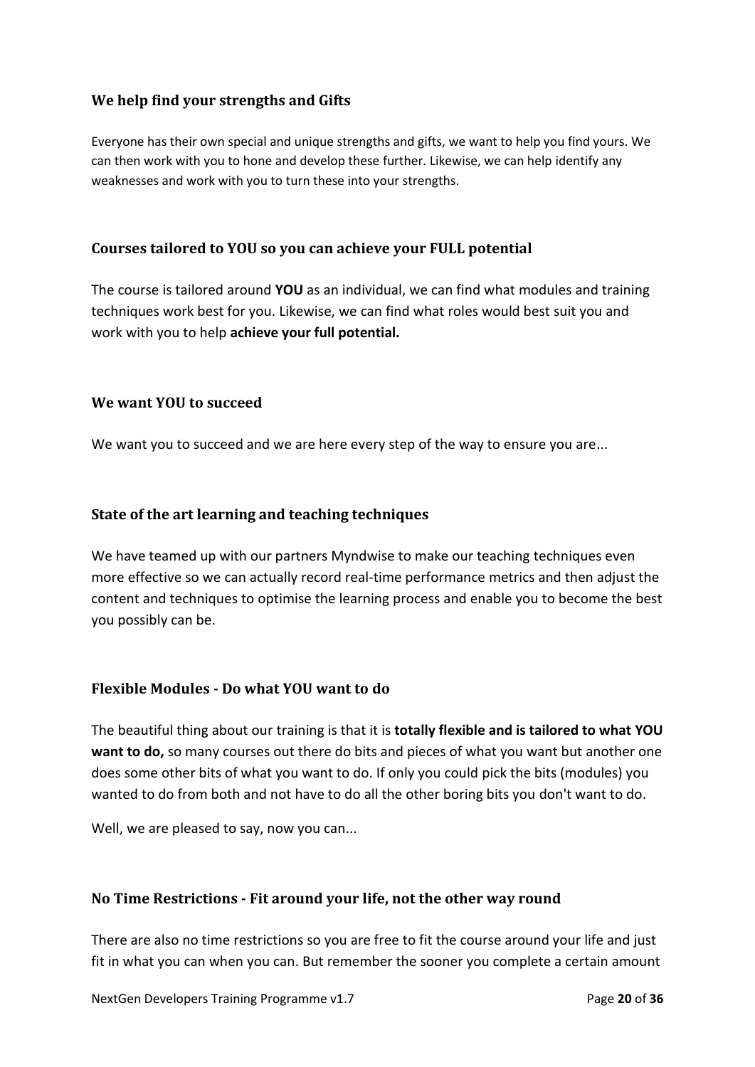### We help find your strengths and Gifts

Everyone has their own special and unique strengths and gifts, we want to help you find yours. We can then work with you to hone and develop these further. Likewise, we can help identify any weaknesses and work with you to turn these into your strengths.

### Courses tailored to YOU so you can achieve your FULL potential

The course is tailored around **YOU** as an individual, we can find what modules and training techniques work best for you. Likewise, we can find what roles would best suit you and work with you to help **achieve your full potential.**

### We want YOU to succeed

We want you to succeed and we are here every step of the way to ensure you are...

### State of the art learning and teaching techniques

We have teamed up with our partners Myndwise to make our teaching techniques even more effective so we can actually record real-time performance metrics and then adjust the content and techniques to optimise the learning process and enable you to become the best you possibly can be.

### Flexible Modules - Do what YOU want to do

The beautiful thing about our training is that it is **totally flexible and is tailored to what YOU want to do,** so many courses out there do bits and pieces of what you want but another one does some other bits of what you want to do. If only you could pick the bits (modules) you wanted to do from both and not have to do all the other boring bits you don't want to do.

Well, we are pleased to say, now you can...

### No Time Restrictions - Fit around your life, not the other way round

There are also no time restrictions so you are free to fit the course around your life and just fit in what you can when you can. But remember the sooner you complete a certain amount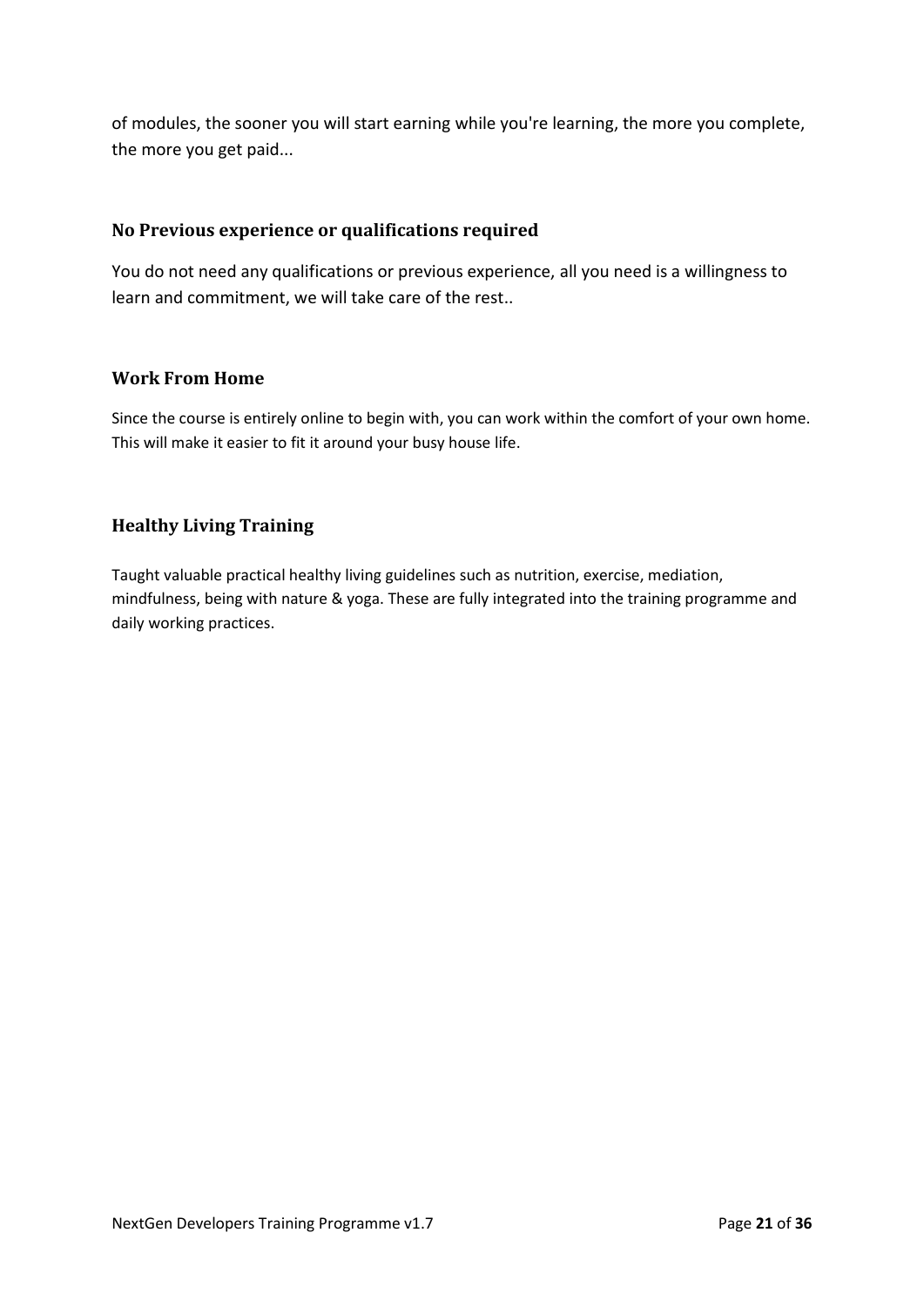of modules, the sooner you will start earning while you're learning, the more you complete, the more you get paid...

### No Previous experience or qualifications required

You do not need any qualifications or previous experience, all you need is a willingness to learn and commitment, we will take care of the rest..

### Work From Home

Since the course is entirely online to begin with, you can work within the comfort of your own home. This will make it easier to fit it around your busy house life.

### Healthy Living Training

Taught valuable practical healthy living guidelines such as nutrition, exercise, mediation, mindfulness, being with nature & yoga. These are fully integrated into the training programme and daily working practices.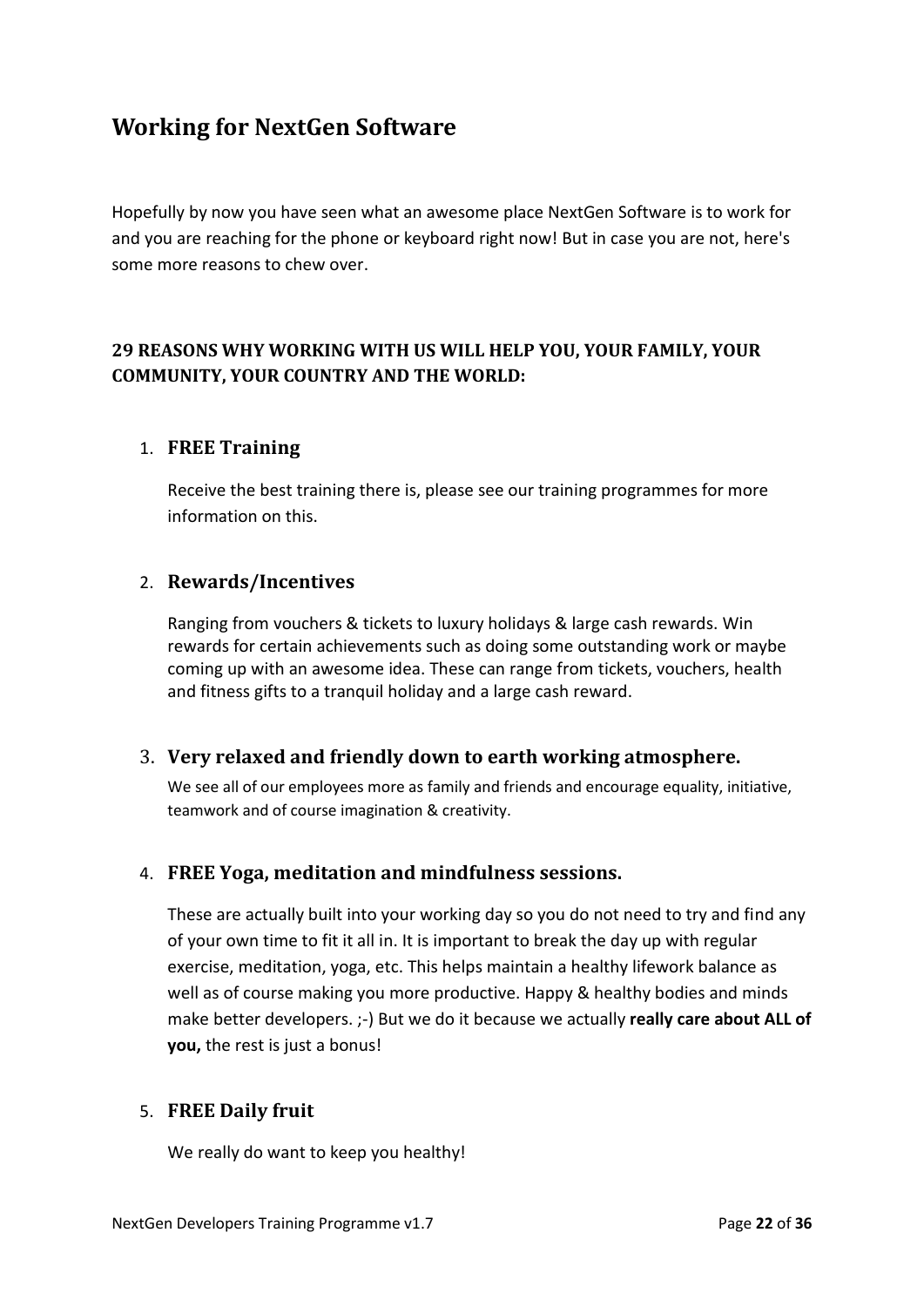## Working for NextGen Software

Hopefully by now you have seen what an awesome place NextGen Software is to work for and you are reaching for the phone or keyboard right now! But in case you are not, here's some more reasons to chew over.

**29 REASONS WHY WORKING WITH US WILL HELP YOU, YOUR FAMILY, YOUR COMMUNITY, YOUR COUNTRY AND THE WORLD:**

1. **FREE Training**

   Receive the best training there is, please see our training programmes for more information on this.

2. **Rewards/Incentives**

   Ranging from vouchers & tickets to luxury holidays & large cash rewards. Win rewards for certain achievements such as doing some outstanding work or maybe coming up with an awesome idea. These can range from tickets, vouchers, health and fitness gifts to a tranquil holiday and a large cash reward.

3. **Very relaxed and friendly down to earth working atmosphere.**

   We see all of our employees more as family and friends and encourage equality, initiative, teamwork and of course imagination & creativity.

4. **FREE Yoga, meditation and mindfulness sessions.**

   These are actually built into your working day so you do not need to try and find any of your own time to fit it all in. It is important to break the day up with regular exercise, meditation, yoga, etc. This helps maintain a healthy lifework balance as well as of course making you more productive. Happy & healthy bodies and minds make better developers. ;-) But we do it because we actually **really care about ALL of you,** the rest is just a bonus!

5. **FREE Daily fruit**

   We really do want to keep you healthy!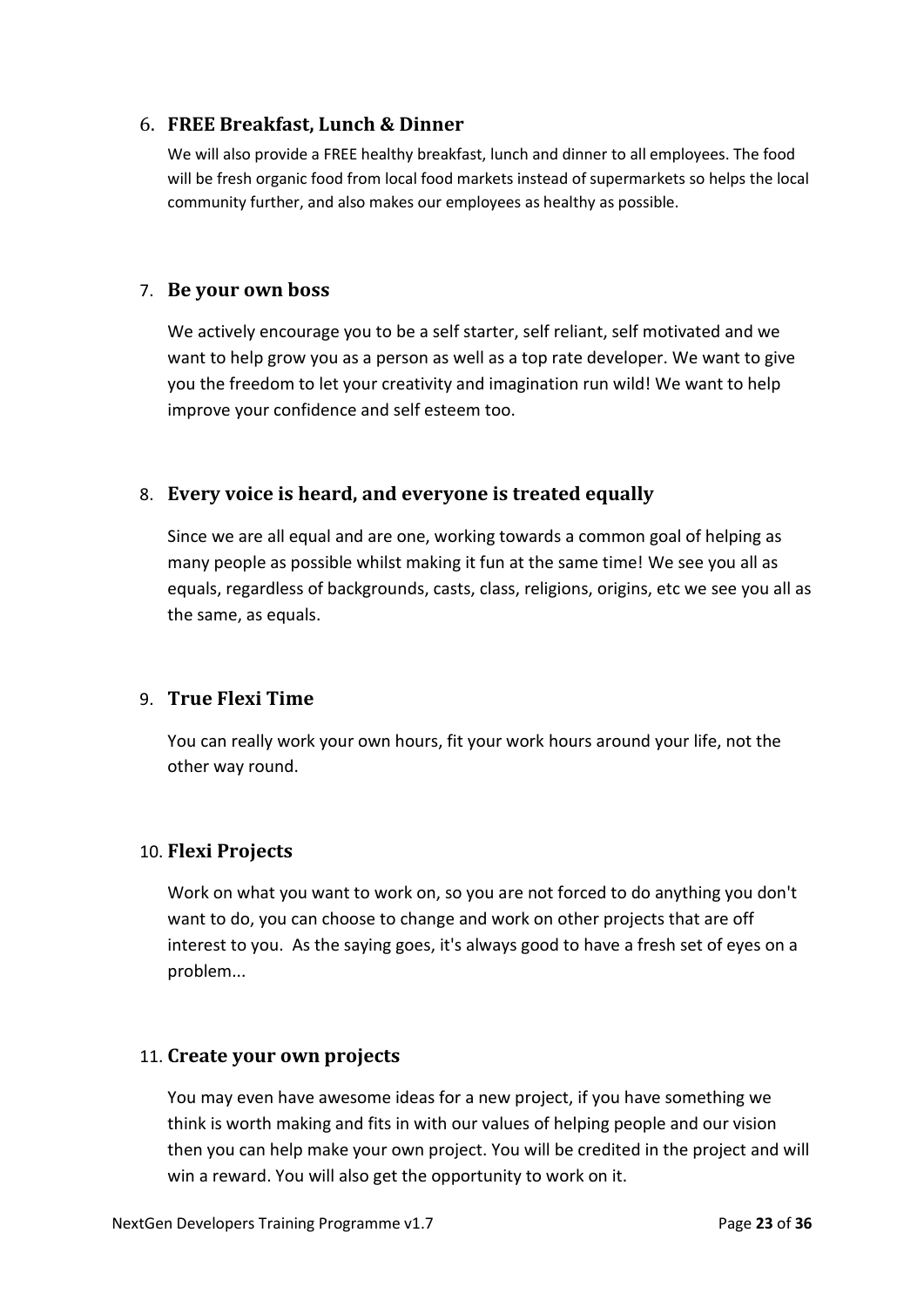6. **FREE Breakfast, Lunch & Dinner**

   We will also provide a FREE healthy breakfast, lunch and dinner to all employees. The food will be fresh organic food from local food markets instead of supermarkets so helps the local community further, and also makes our employees as healthy as possible.

7. **Be your own boss**

   We actively encourage you to be a self starter, self reliant, self motivated and we want to help grow you as a person as well as a top rate developer. We want to give you the freedom to let your creativity and imagination run wild! We want to help improve your confidence and self esteem too.

8. **Every voice is heard, and everyone is treated equally**

   Since we are all equal and are one, working towards a common goal of helping as many people as possible whilst making it fun at the same time! We see you all as equals, regardless of backgrounds, casts, class, religions, origins, etc we see you all as the same, as equals.

9. **True Flexi Time**

   You can really work your own hours, fit your work hours around your life, not the other way round.

10. **Flexi Projects**

    Work on what you want to work on, so you are not forced to do anything you don't want to do, you can choose to change and work on other projects that are off interest to you.  As the saying goes, it's always good to have a fresh set of eyes on a problem...

11. **Create your own projects**

    You may even have awesome ideas for a new project, if you have something we think is worth making and fits in with our values of helping people and our vision then you can help make your own project. You will be credited in the project and will win a reward. You will also get the opportunity to work on it.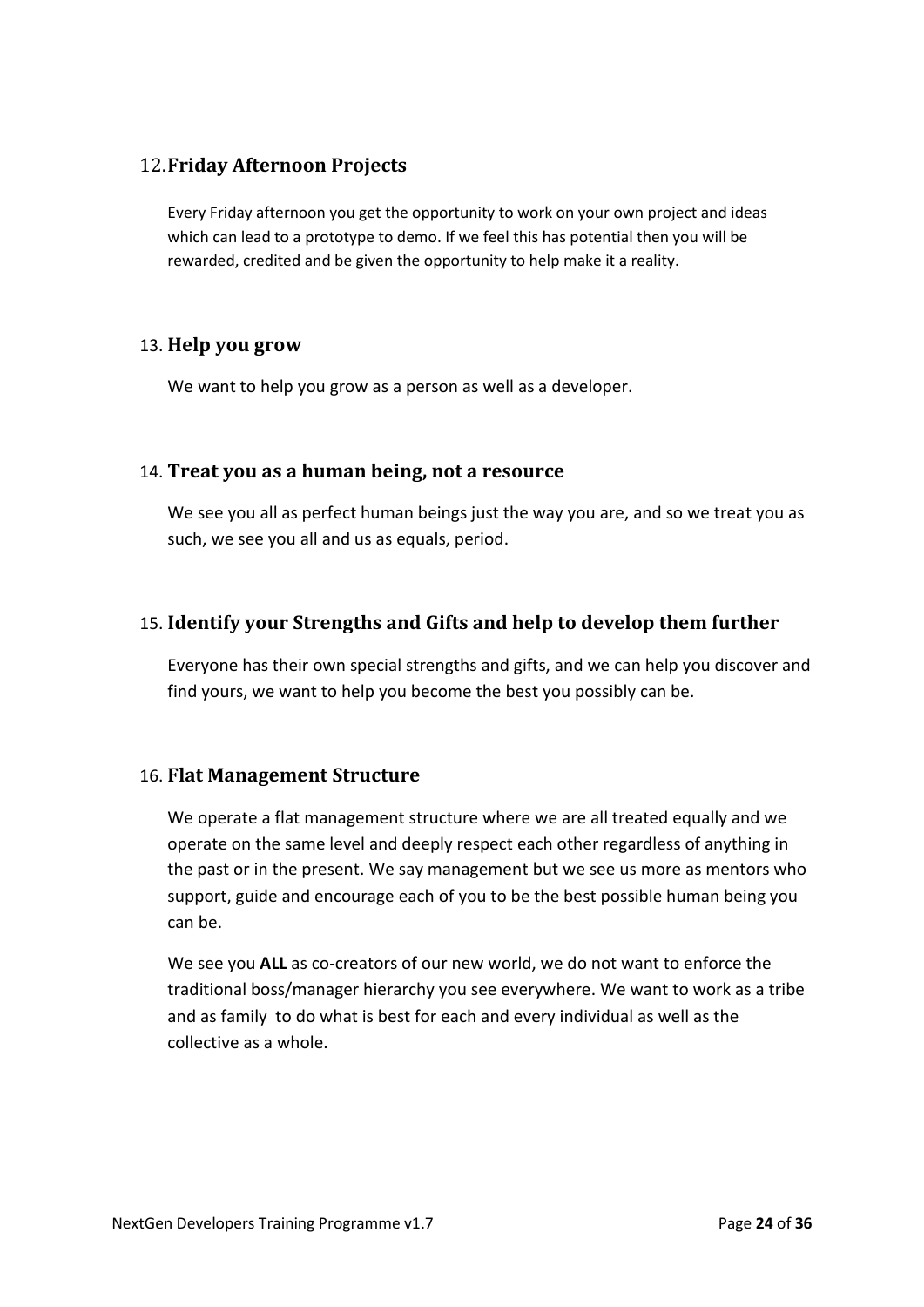## 12. Friday Afternoon Projects

Every Friday afternoon you get the opportunity to work on your own project and ideas which can lead to a prototype to demo. If we feel this has potential then you will be rewarded, credited and be given the opportunity to help make it a reality.

## 13. Help you grow

We want to help you grow as a person as well as a developer.

## 14. Treat you as a human being, not a resource

We see you all as perfect human beings just the way you are, and so we treat you as such, we see you all and us as equals, period.

## 15. Identify your Strengths and Gifts and help to develop them further

Everyone has their own special strengths and gifts, and we can help you discover and find yours, we want to help you become the best you possibly can be.

## 16. Flat Management Structure

We operate a flat management structure where we are all treated equally and we operate on the same level and deeply respect each other regardless of anything in the past or in the present. We say management but we see us more as mentors who support, guide and encourage each of you to be the best possible human being you can be.

We see you **ALL** as co-creators of our new world, we do not want to enforce the traditional boss/manager hierarchy you see everywhere. We want to work as a tribe and as family to do what is best for each and every individual as well as the collective as a whole.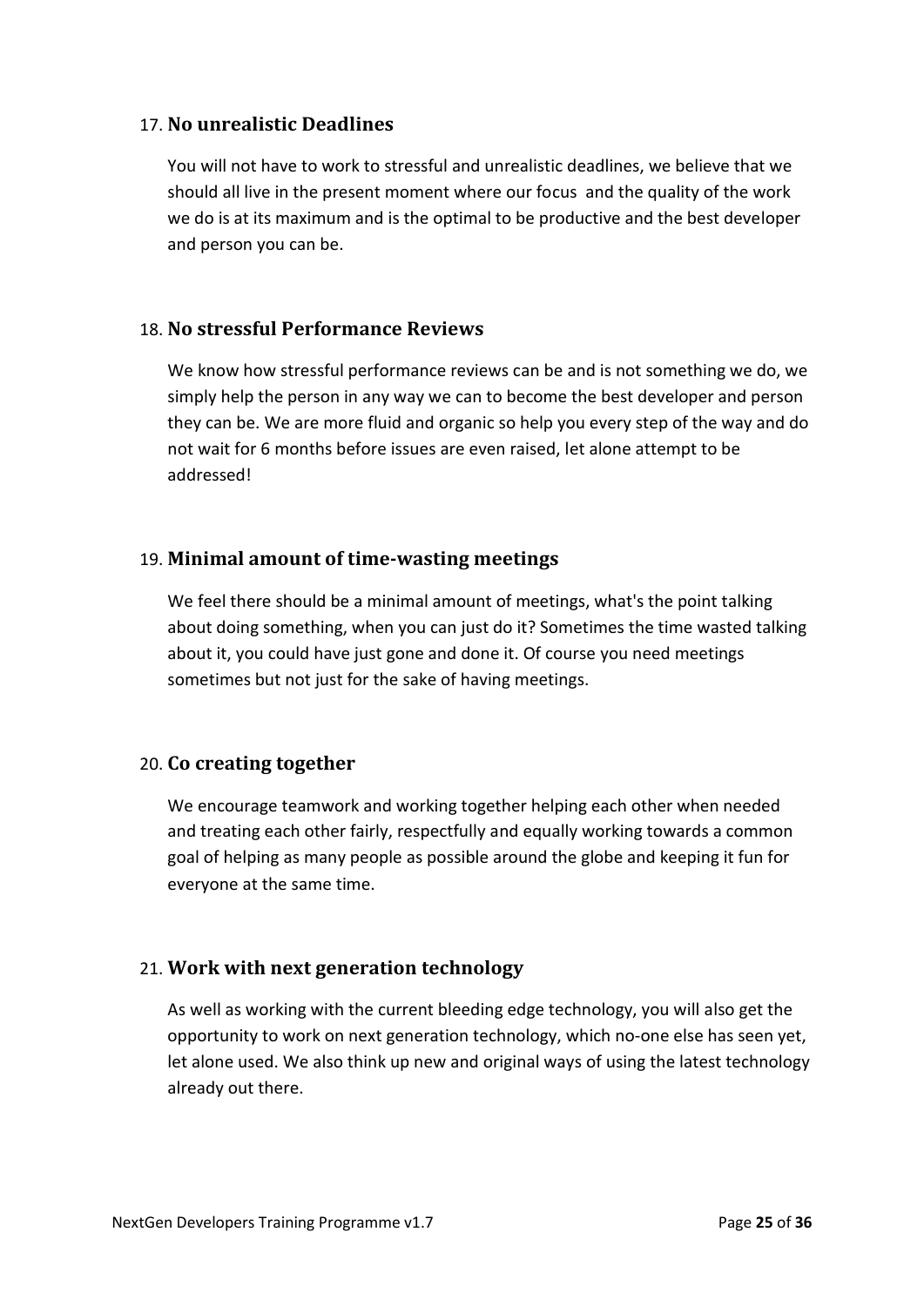17. **No unrealistic Deadlines**

    You will not have to work to stressful and unrealistic deadlines, we believe that we should all live in the present moment where our focus  and the quality of the work we do is at its maximum and is the optimal to be productive and the best developer and person you can be.

18. **No stressful Performance Reviews**

    We know how stressful performance reviews can be and is not something we do, we simply help the person in any way we can to become the best developer and person they can be. We are more fluid and organic so help you every step of the way and do not wait for 6 months before issues are even raised, let alone attempt to be addressed!

19. **Minimal amount of time-wasting meetings**

    We feel there should be a minimal amount of meetings, what's the point talking about doing something, when you can just do it? Sometimes the time wasted talking about it, you could have just gone and done it. Of course you need meetings sometimes but not just for the sake of having meetings.

20. **Co creating together**

    We encourage teamwork and working together helping each other when needed and treating each other fairly, respectfully and equally working towards a common goal of helping as many people as possible around the globe and keeping it fun for everyone at the same time.

21. **Work with next generation technology**

    As well as working with the current bleeding edge technology, you will also get the opportunity to work on next generation technology, which no-one else has seen yet, let alone used. We also think up new and original ways of using the latest technology already out there.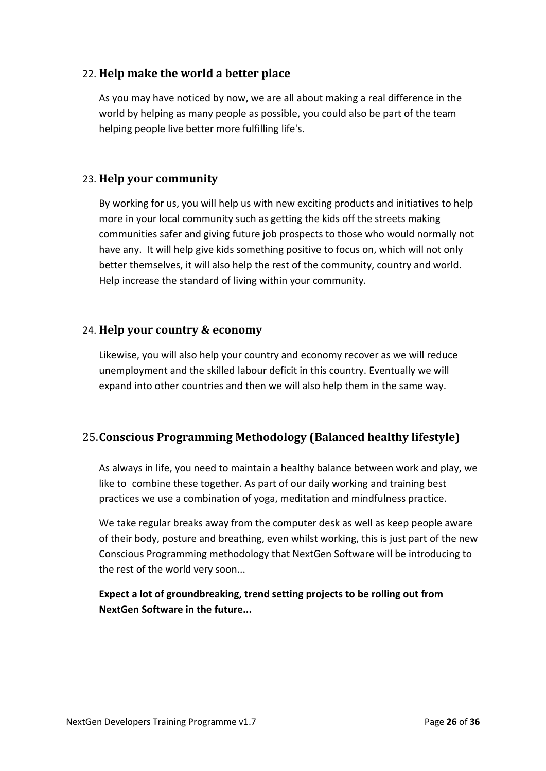### 22. Help make the world a better place

As you may have noticed by now, we are all about making a real difference in the world by helping as many people as possible, you could also be part of the team helping people live better more fulfilling life's.

### 23. Help your community

By working for us, you will help us with new exciting products and initiatives to help more in your local community such as getting the kids off the streets making communities safer and giving future job prospects to those who would normally not have any. It will help give kids something positive to focus on, which will not only better themselves, it will also help the rest of the community, country and world. Help increase the standard of living within your community.

### 24. Help your country & economy

Likewise, you will also help your country and economy recover as we will reduce unemployment and the skilled labour deficit in this country. Eventually we will expand into other countries and then we will also help them in the same way.

### 25. Conscious Programming Methodology (Balanced healthy lifestyle)

As always in life, you need to maintain a healthy balance between work and play, we like to combine these together. As part of our daily working and training best practices we use a combination of yoga, meditation and mindfulness practice.

We take regular breaks away from the computer desk as well as keep people aware of their body, posture and breathing, even whilst working, this is just part of the new Conscious Programming methodology that NextGen Software will be introducing to the rest of the world very soon...

**Expect a lot of groundbreaking, trend setting projects to be rolling out from NextGen Software in the future...**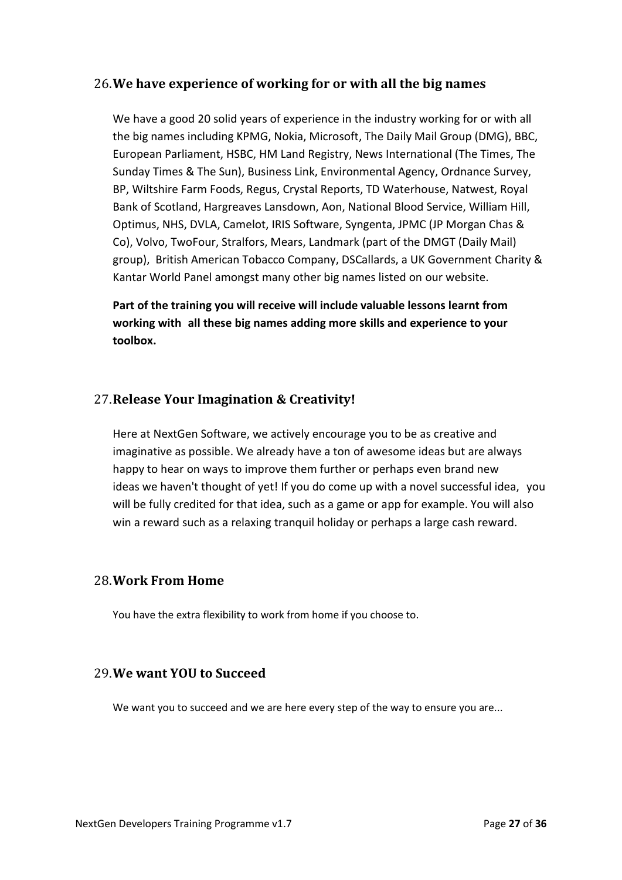## 26. We have experience of working for or with all the big names

We have a good 20 solid years of experience in the industry working for or with all the big names including KPMG, Nokia, Microsoft, The Daily Mail Group (DMG), BBC, European Parliament, HSBC, HM Land Registry, News International (The Times, The Sunday Times & The Sun), Business Link, Environmental Agency, Ordnance Survey, BP, Wiltshire Farm Foods, Regus, Crystal Reports, TD Waterhouse, Natwest, Royal Bank of Scotland, Hargreaves Lansdown, Aon, National Blood Service, William Hill, Optimus, NHS, DVLA, Camelot, IRIS Software, Syngenta, JPMC (JP Morgan Chas & Co), Volvo, TwoFour, Stralfors, Mears, Landmark (part of the DMGT (Daily Mail) group), British American Tobacco Company, DSCallards, a UK Government Charity & Kantar World Panel amongst many other big names listed on our website.

**Part of the training you will receive will include valuable lessons learnt from working with all these big names adding more skills and experience to your toolbox.**

## 27. Release Your Imagination & Creativity!

Here at NextGen Software, we actively encourage you to be as creative and imaginative as possible. We already have a ton of awesome ideas but are always happy to hear on ways to improve them further or perhaps even brand new ideas we haven't thought of yet! If you do come up with a novel successful idea, you will be fully credited for that idea, such as a game or app for example. You will also win a reward such as a relaxing tranquil holiday or perhaps a large cash reward.

## 28. Work From Home

You have the extra flexibility to work from home if you choose to.

## 29. We want YOU to Succeed

We want you to succeed and we are here every step of the way to ensure you are...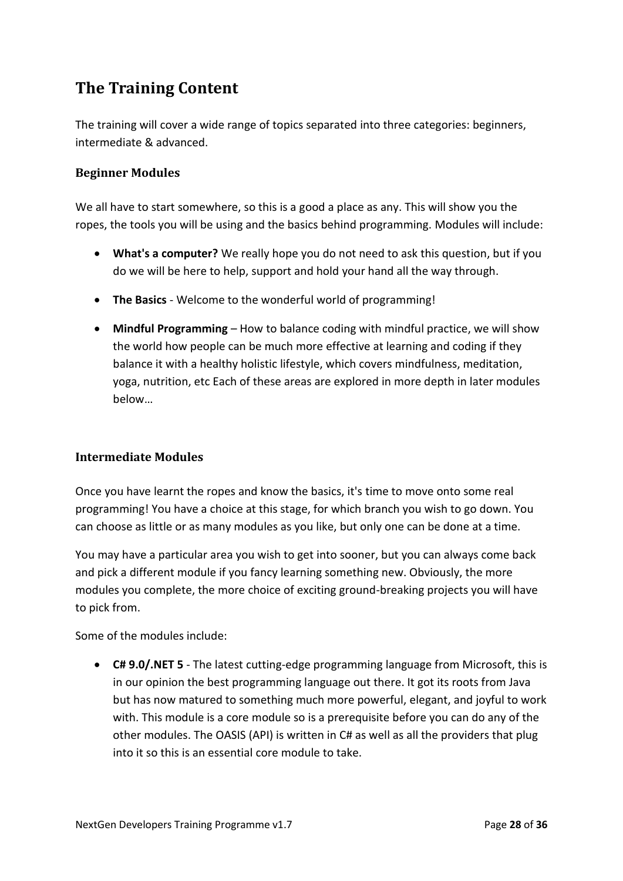## The Training Content

The training will cover a wide range of topics separated into three categories: beginners, intermediate & advanced.

### Beginner Modules

We all have to start somewhere, so this is a good a place as any. This will show you the ropes, the tools you will be using and the basics behind programming. Modules will include:

- **What's a computer?** We really hope you do not need to ask this question, but if you do we will be here to help, support and hold your hand all the way through.
- **The Basics** - Welcome to the wonderful world of programming!
- **Mindful Programming** – How to balance coding with mindful practice, we will show the world how people can be much more effective at learning and coding if they balance it with a healthy holistic lifestyle, which covers mindfulness, meditation, yoga, nutrition, etc Each of these areas are explored in more depth in later modules below…

### Intermediate Modules

Once you have learnt the ropes and know the basics, it's time to move onto some real programming! You have a choice at this stage, for which branch you wish to go down. You can choose as little or as many modules as you like, but only one can be done at a time.

You may have a particular area you wish to get into sooner, but you can always come back and pick a different module if you fancy learning something new. Obviously, the more modules you complete, the more choice of exciting ground-breaking projects you will have to pick from.

Some of the modules include:

- **C# 9.0/.NET 5** - The latest cutting-edge programming language from Microsoft, this is in our opinion the best programming language out there. It got its roots from Java but has now matured to something much more powerful, elegant, and joyful to work with. This module is a core module so is a prerequisite before you can do any of the other modules. The OASIS (API) is written in C# as well as all the providers that plug into it so this is an essential core module to take.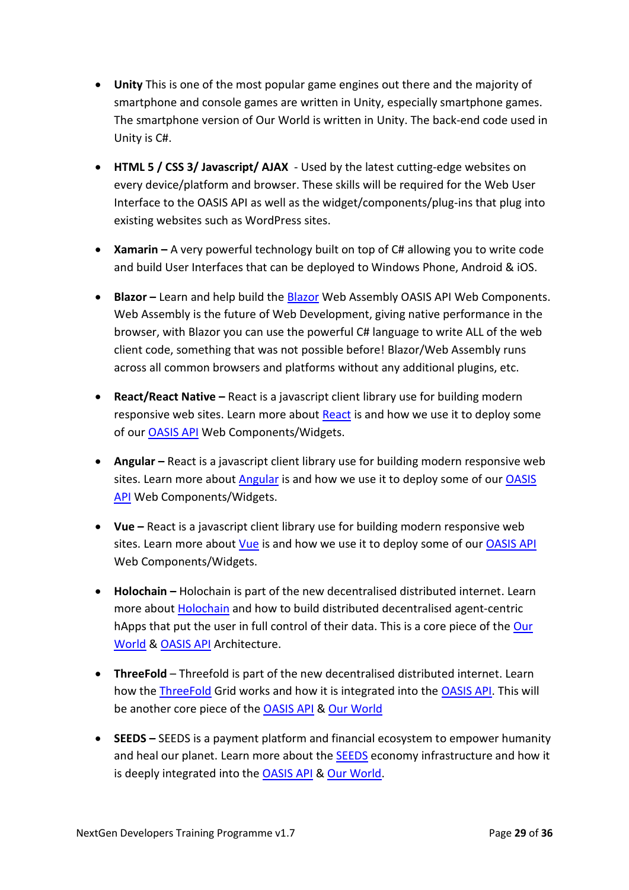- **Unity** This is one of the most popular game engines out there and the majority of smartphone and console games are written in Unity, especially smartphone games. The smartphone version of Our World is written in Unity. The back-end code used in Unity is C#.

- **HTML 5 / CSS 3/ Javascript/ AJAX** - Used by the latest cutting-edge websites on every device/platform and browser. These skills will be required for the Web User Interface to the OASIS API as well as the widget/components/plug-ins that plug into existing websites such as WordPress sites.

- **Xamarin –** A very powerful technology built on top of C# allowing you to write code and build User Interfaces that can be deployed to Windows Phone, Android & iOS.

- **Blazor –** Learn and help build the Blazor Web Assembly OASIS API Web Components. Web Assembly is the future of Web Development, giving native performance in the browser, with Blazor you can use the powerful C# language to write ALL of the web client code, something that was not possible before! Blazor/Web Assembly runs across all common browsers and platforms without any additional plugins, etc.

- **React/React Native –** React is a javascript client library use for building modern responsive web sites. Learn more about React is and how we use it to deploy some of our OASIS API Web Components/Widgets.

- **Angular –** React is a javascript client library use for building modern responsive web sites. Learn more about Angular is and how we use it to deploy some of our OASIS API Web Components/Widgets.

- **Vue –** React is a javascript client library use for building modern responsive web sites. Learn more about Vue is and how we use it to deploy some of our OASIS API Web Components/Widgets.

- **Holochain –** Holochain is part of the new decentralised distributed internet. Learn more about Holochain and how to build distributed decentralised agent-centric hApps that put the user in full control of their data. This is a core piece of the Our World & OASIS API Architecture.

- **ThreeFold** – Threefold is part of the new decentralised distributed internet. Learn how the ThreeFold Grid works and how it is integrated into the OASIS API. This will be another core piece of the OASIS API & Our World

- **SEEDS –** SEEDS is a payment platform and financial ecosystem to empower humanity and heal our planet. Learn more about the SEEDS economy infrastructure and how it is deeply integrated into the OASIS API & Our World.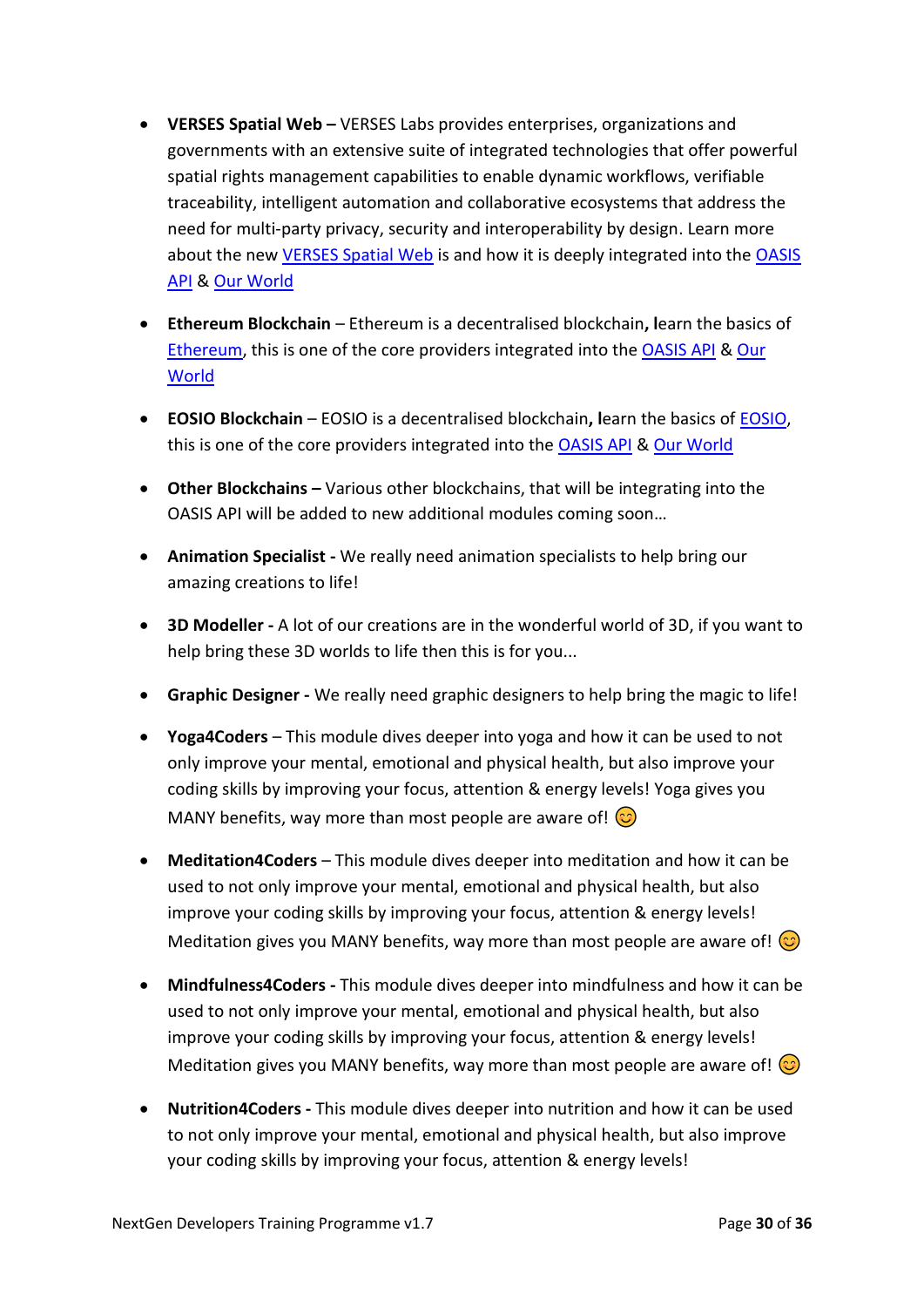- **VERSES Spatial Web –** VERSES Labs provides enterprises, organizations and governments with an extensive suite of integrated technologies that offer powerful spatial rights management capabilities to enable dynamic workflows, verifiable traceability, intelligent automation and collaborative ecosystems that address the need for multi-party privacy, security and interoperability by design. Learn more about the new VERSES Spatial Web is and how it is deeply integrated into the OASIS API & Our World

- **Ethereum Blockchain** – Ethereum is a decentralised blockchain**, l**earn the basics of Ethereum, this is one of the core providers integrated into the OASIS API & Our World

- **EOSIO Blockchain** – EOSIO is a decentralised blockchain**, l**earn the basics of EOSIO, this is one of the core providers integrated into the OASIS API & Our World

- **Other Blockchains –** Various other blockchains, that will be integrating into the OASIS API will be added to new additional modules coming soon…

- **Animation Specialist -** We really need animation specialists to help bring our amazing creations to life!

- **3D Modeller -** A lot of our creations are in the wonderful world of 3D, if you want to help bring these 3D worlds to life then this is for you...

- **Graphic Designer -** We really need graphic designers to help bring the magic to life!

- **Yoga4Coders** – This module dives deeper into yoga and how it can be used to not only improve your mental, emotional and physical health, but also improve your coding skills by improving your focus, attention & energy levels! Yoga gives you MANY benefits, way more than most people are aware of! 😊

- **Meditation4Coders** – This module dives deeper into meditation and how it can be used to not only improve your mental, emotional and physical health, but also improve your coding skills by improving your focus, attention & energy levels! Meditation gives you MANY benefits, way more than most people are aware of! 😊

- **Mindfulness4Coders -** This module dives deeper into mindfulness and how it can be used to not only improve your mental, emotional and physical health, but also improve your coding skills by improving your focus, attention & energy levels! Meditation gives you MANY benefits, way more than most people are aware of! 😊

- **Nutrition4Coders -** This module dives deeper into nutrition and how it can be used to not only improve your mental, emotional and physical health, but also improve your coding skills by improving your focus, attention & energy levels!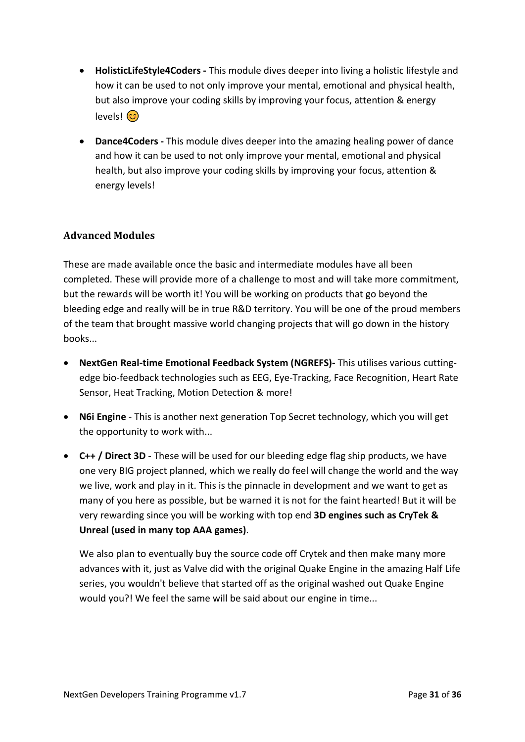- **HolisticLifeStyle4Coders -** This module dives deeper into living a holistic lifestyle and how it can be used to not only improve your mental, emotional and physical health, but also improve your coding skills by improving your focus, attention & energy levels! 😊

- **Dance4Coders -** This module dives deeper into the amazing healing power of dance and how it can be used to not only improve your mental, emotional and physical health, but also improve your coding skills by improving your focus, attention & energy levels!

### Advanced Modules

These are made available once the basic and intermediate modules have all been completed. These will provide more of a challenge to most and will take more commitment, but the rewards will be worth it! You will be working on products that go beyond the bleeding edge and really will be in true R&D territory. You will be one of the proud members of the team that brought massive world changing projects that will go down in the history books...

- **NextGen Real-time Emotional Feedback System (NGREFS)-** This utilises various cutting-edge bio-feedback technologies such as EEG, Eye-Tracking, Face Recognition, Heart Rate Sensor, Heat Tracking, Motion Detection & more!

- **N6i Engine** - This is another next generation Top Secret technology, which you will get the opportunity to work with...

- **C++ / Direct 3D** - These will be used for our bleeding edge flag ship products, we have one very BIG project planned, which we really do feel will change the world and the way we live, work and play in it. This is the pinnacle in development and we want to get as many of you here as possible, but be warned it is not for the faint hearted! But it will be very rewarding since you will be working with top end **3D engines such as CryTek & Unreal (used in many top AAA games)**.

  We also plan to eventually buy the source code off Crytek and then make many more advances with it, just as Valve did with the original Quake Engine in the amazing Half Life series, you wouldn't believe that started off as the original washed out Quake Engine would you?! We feel the same will be said about our engine in time...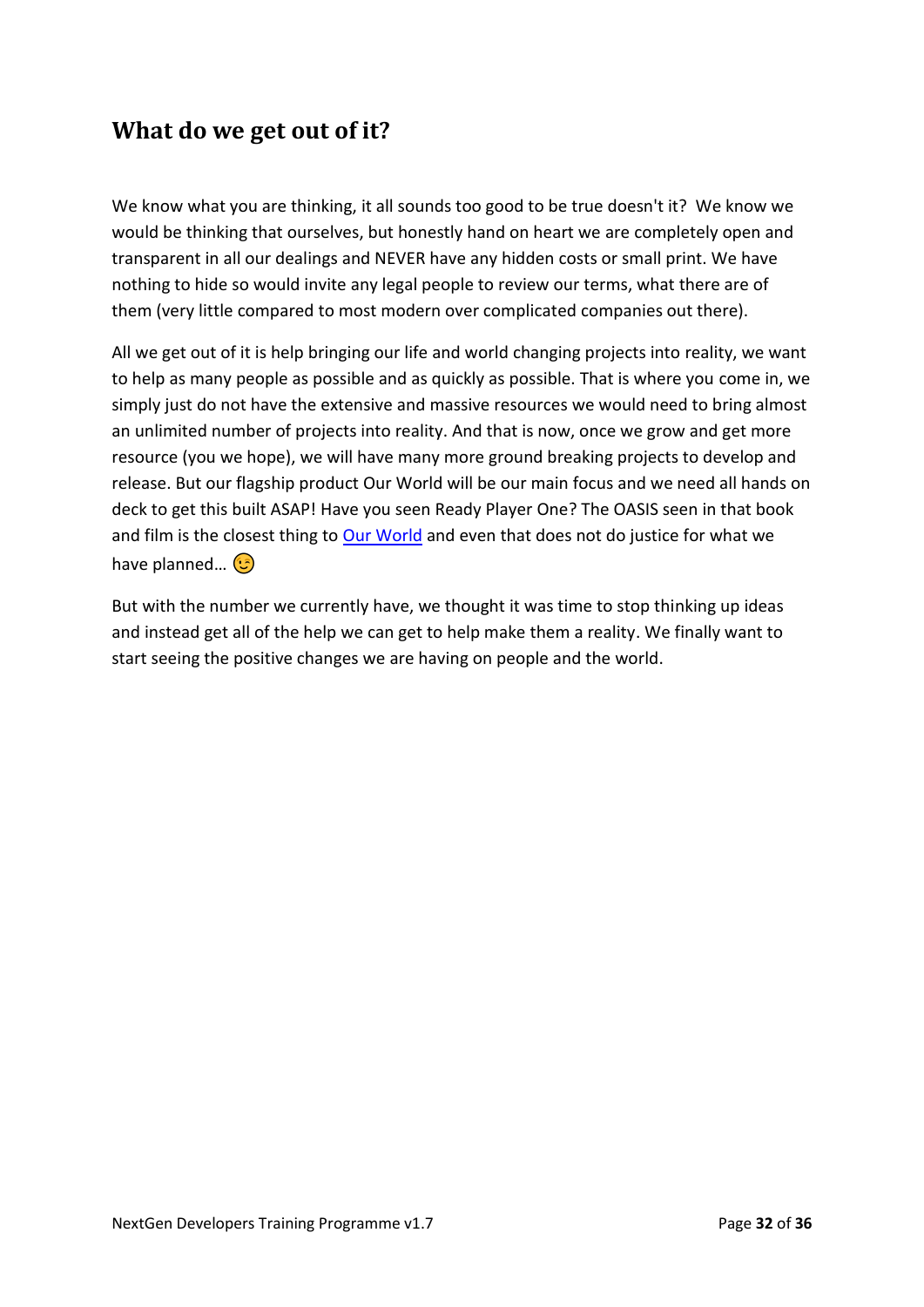## What do we get out of it?

We know what you are thinking, it all sounds too good to be true doesn't it? We know we would be thinking that ourselves, but honestly hand on heart we are completely open and transparent in all our dealings and NEVER have any hidden costs or small print. We have nothing to hide so would invite any legal people to review our terms, what there are of them (very little compared to most modern over complicated companies out there).

All we get out of it is help bringing our life and world changing projects into reality, we want to help as many people as possible and as quickly as possible. That is where you come in, we simply just do not have the extensive and massive resources we would need to bring almost an unlimited number of projects into reality. And that is now, once we grow and get more resource (you we hope), we will have many more ground breaking projects to develop and release. But our flagship product Our World will be our main focus and we need all hands on deck to get this built ASAP! Have you seen Ready Player One? The OASIS seen in that book and film is the closest thing to Our World and even that does not do justice for what we have planned… 😉

But with the number we currently have, we thought it was time to stop thinking up ideas and instead get all of the help we can get to help make them a reality. We finally want to start seeing the positive changes we are having on people and the world.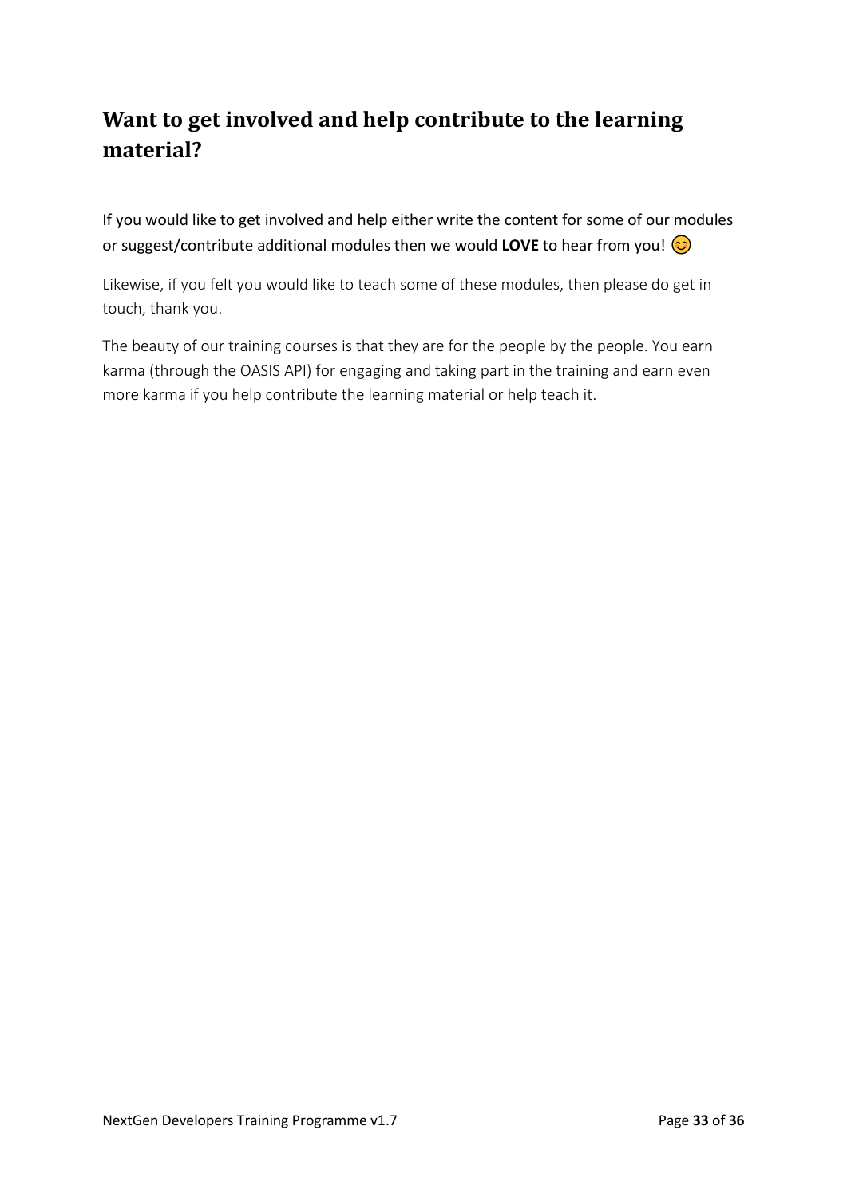## Want to get involved and help contribute to the learning material?

If you would like to get involved and help either write the content for some of our modules or suggest/contribute additional modules then we would **LOVE** to hear from you! 😊

Likewise, if you felt you would like to teach some of these modules, then please do get in touch, thank you.

The beauty of our training courses is that they are for the people by the people. You earn karma (through the OASIS API) for engaging and taking part in the training and earn even more karma if you help contribute the learning material or help teach it.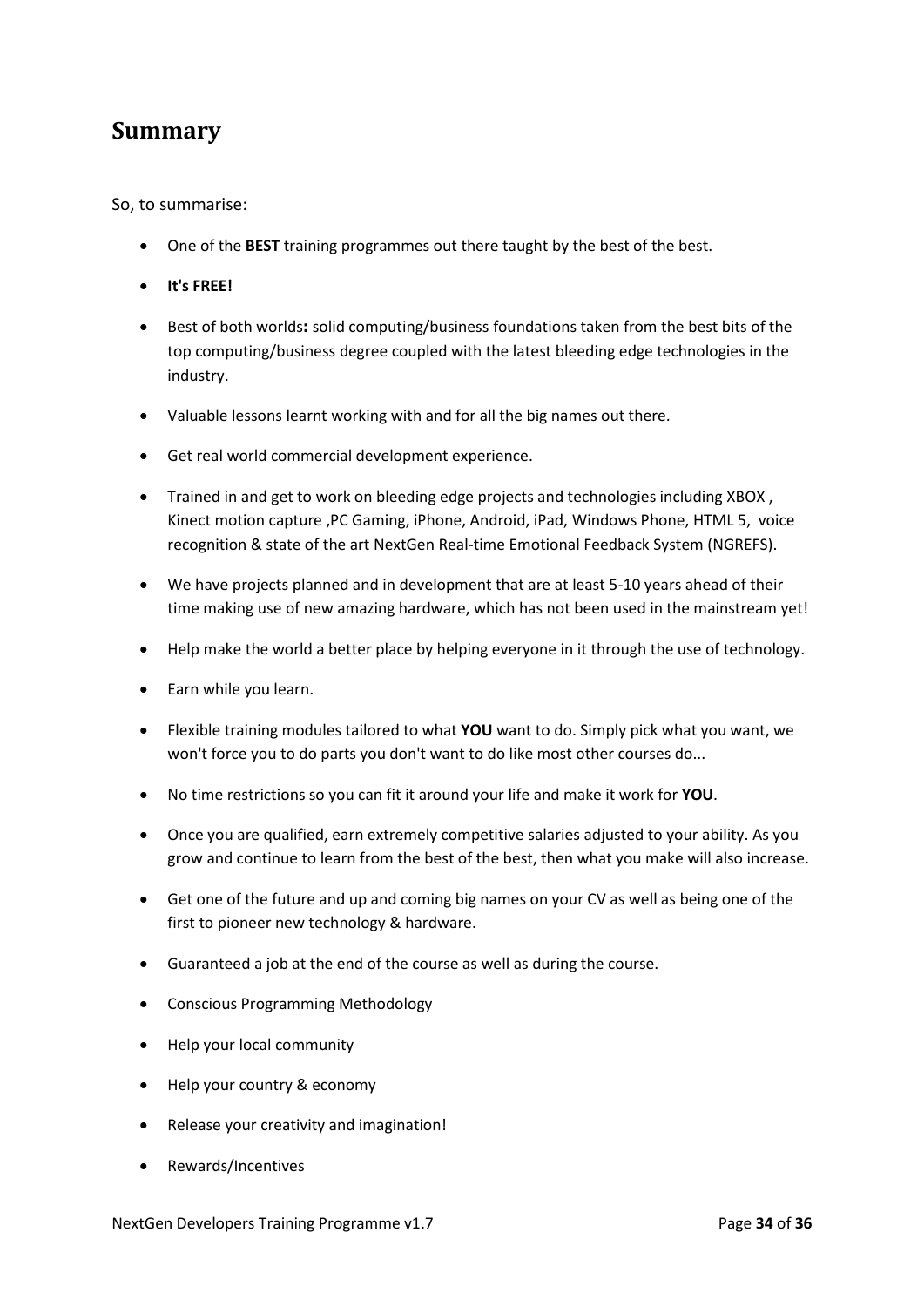## Summary

So, to summarise:

- One of the **BEST** training programmes out there taught by the best of the best.
- **It's FREE!**
- Best of both worlds**:** solid computing/business foundations taken from the best bits of the top computing/business degree coupled with the latest bleeding edge technologies in the industry.
- Valuable lessons learnt working with and for all the big names out there.
- Get real world commercial development experience.
- Trained in and get to work on bleeding edge projects and technologies including XBOX , Kinect motion capture ,PC Gaming, iPhone, Android, iPad, Windows Phone, HTML 5, voice recognition & state of the art NextGen Real-time Emotional Feedback System (NGREFS).
- We have projects planned and in development that are at least 5-10 years ahead of their time making use of new amazing hardware, which has not been used in the mainstream yet!
- Help make the world a better place by helping everyone in it through the use of technology.
- Earn while you learn.
- Flexible training modules tailored to what **YOU** want to do. Simply pick what you want, we won't force you to do parts you don't want to do like most other courses do...
- No time restrictions so you can fit it around your life and make it work for **YOU**.
- Once you are qualified, earn extremely competitive salaries adjusted to your ability. As you grow and continue to learn from the best of the best, then what you make will also increase.
- Get one of the future and up and coming big names on your CV as well as being one of the first to pioneer new technology & hardware.
- Guaranteed a job at the end of the course as well as during the course.
- Conscious Programming Methodology
- Help your local community
- Help your country & economy
- Release your creativity and imagination!
- Rewards/Incentives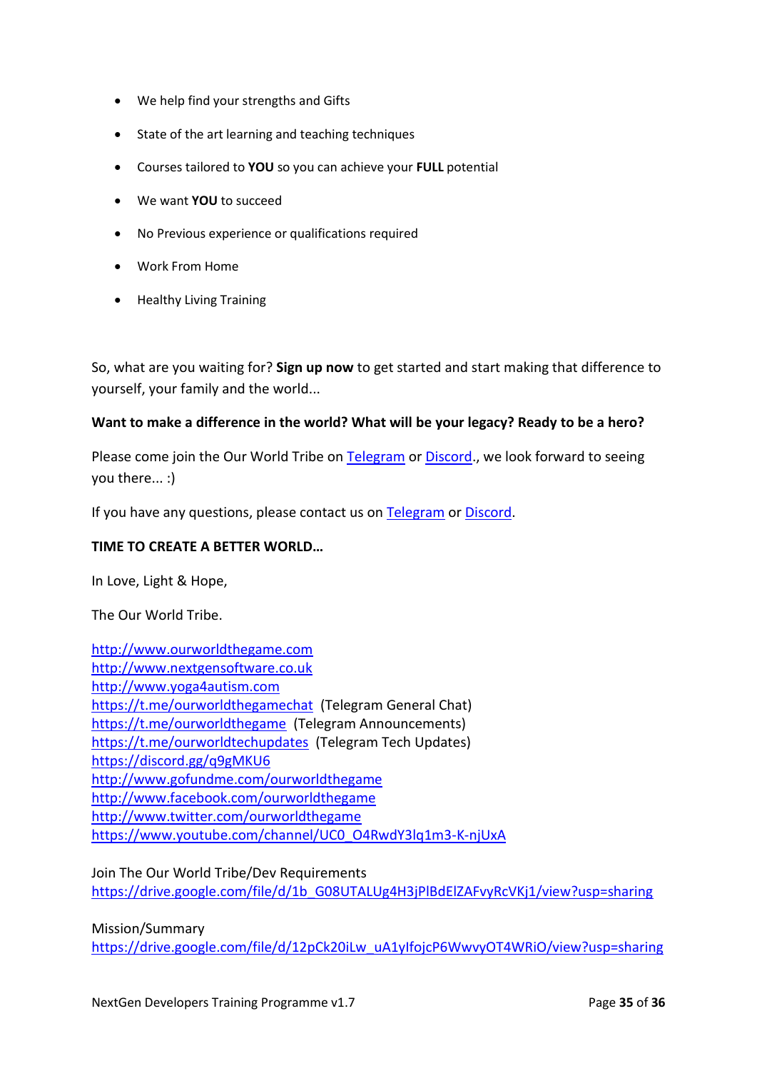- We help find your strengths and Gifts
- State of the art learning and teaching techniques
- Courses tailored to **YOU** so you can achieve your **FULL** potential
- We want **YOU** to succeed
- No Previous experience or qualifications required
- Work From Home
- Healthy Living Training

So, what are you waiting for? **Sign up now** to get started and start making that difference to yourself, your family and the world...

**Want to make a difference in the world? What will be your legacy? Ready to be a hero?**

Please come join the Our World Tribe on [Telegram]() or [Discord]()., we look forward to seeing you there... :)

If you have any questions, please contact us on [Telegram]() or [Discord]().

**TIME TO CREATE A BETTER WORLD…**

In Love, Light & Hope,

The Our World Tribe.

http://www.ourworldthegame.com
http://www.nextgensoftware.co.uk
http://www.yoga4autism.com
https://t.me/ourworldthegamechat (Telegram General Chat)
https://t.me/ourworldthegame (Telegram Announcements)
https://t.me/ourworldtechupdates (Telegram Tech Updates)
https://discord.gg/q9gMKU6
http://www.gofundme.com/ourworldthegame
http://www.facebook.com/ourworldthegame
http://www.twitter.com/ourworldthegame
https://www.youtube.com/channel/UC0_O4RwdY3lq1m3-K-njUxA

Join The Our World Tribe/Dev Requirements
https://drive.google.com/file/d/1b_G08UTALUg4H3jPlBdElZAFvyRcVKj1/view?usp=sharing

Mission/Summary
https://drive.google.com/file/d/12pCk20iLw_uA1yIfojcP6WwvyOT4WRiO/view?usp=sharing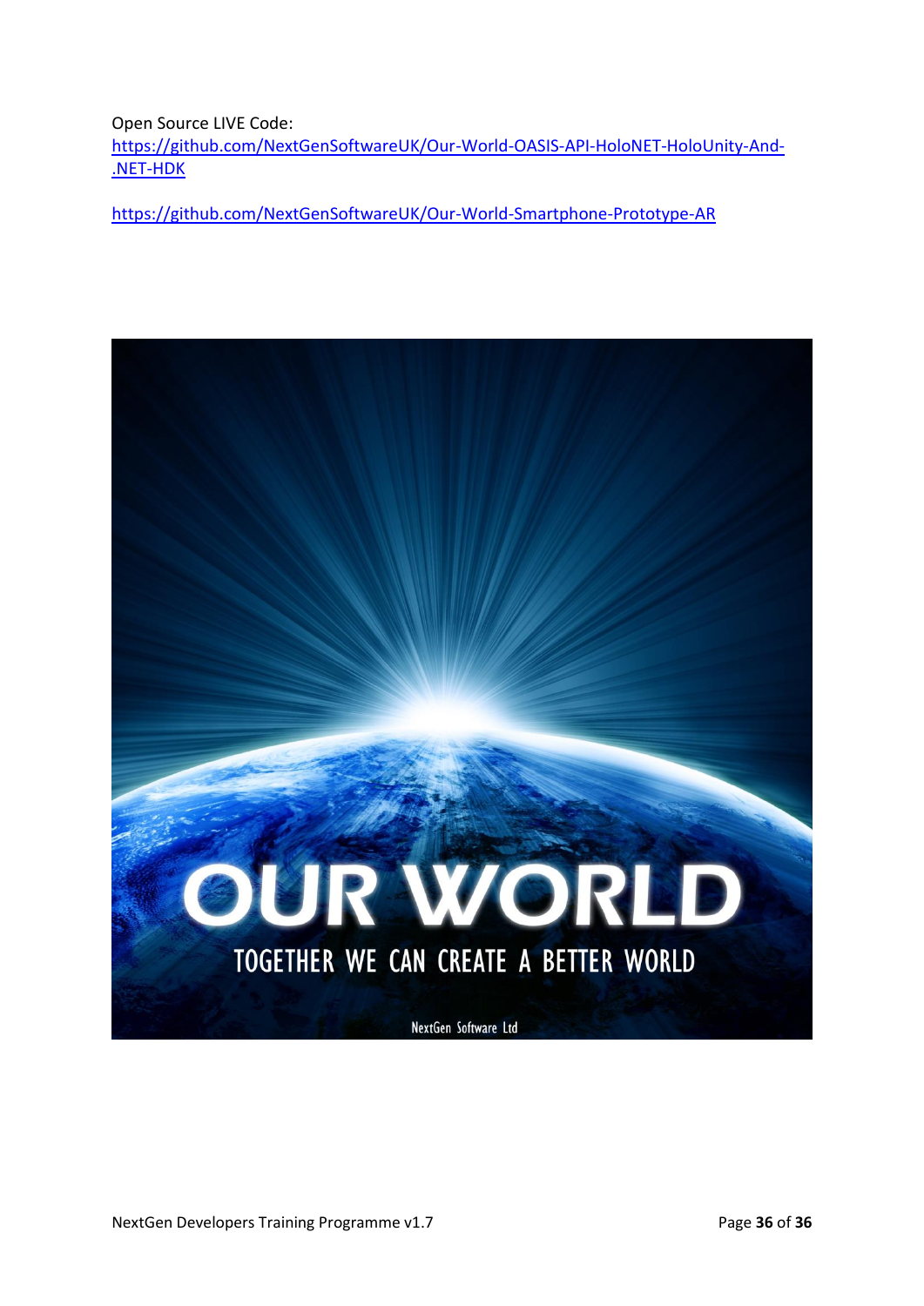Open Source LIVE Code:
https://github.com/NextGenSoftwareUK/Our-World-OASIS-API-HoloNET-HoloUnity-And-.NET-HDK

https://github.com/NextGenSoftwareUK/Our-World-Smartphone-Prototype-AR

OUR WORLD

TOGETHER WE CAN CREATE A BETTER WORLD

NextGen Software Ltd